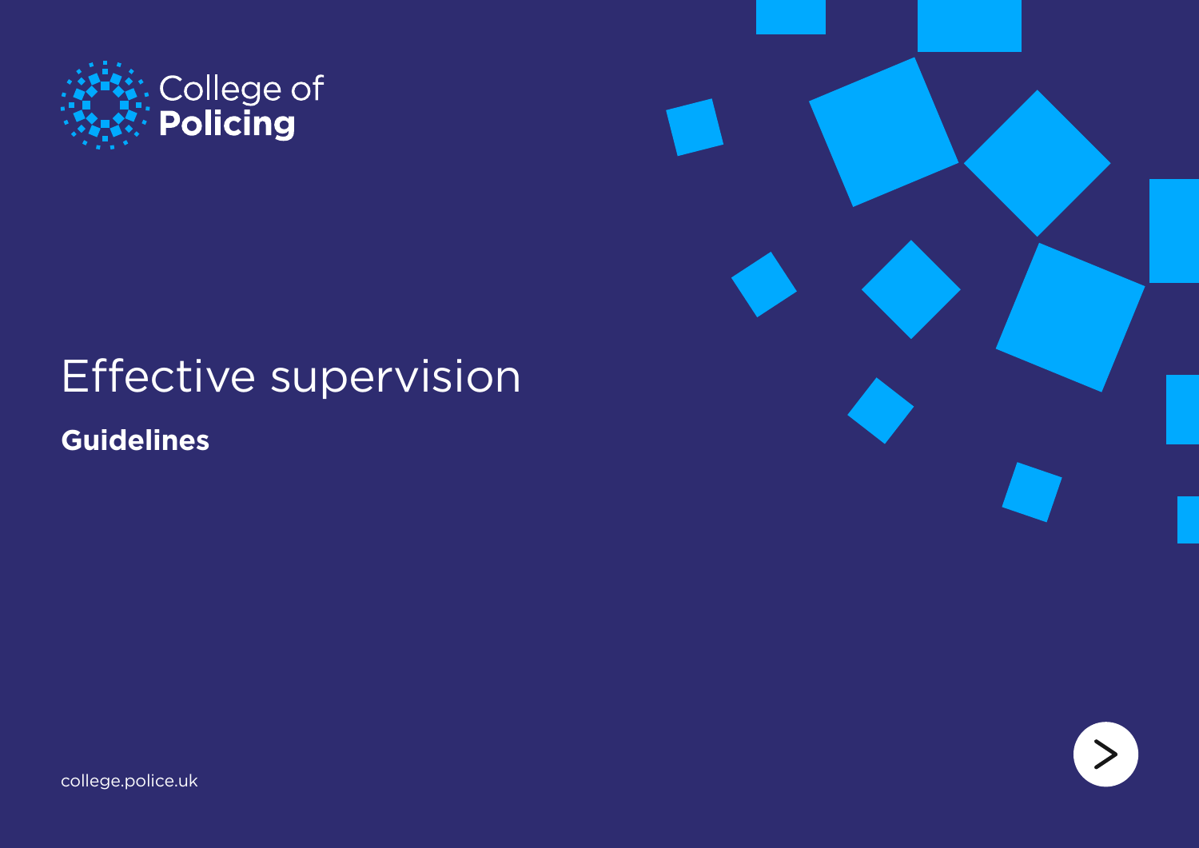College of **Policing**

# Effective supervision

**Guidelines**

college.police.uk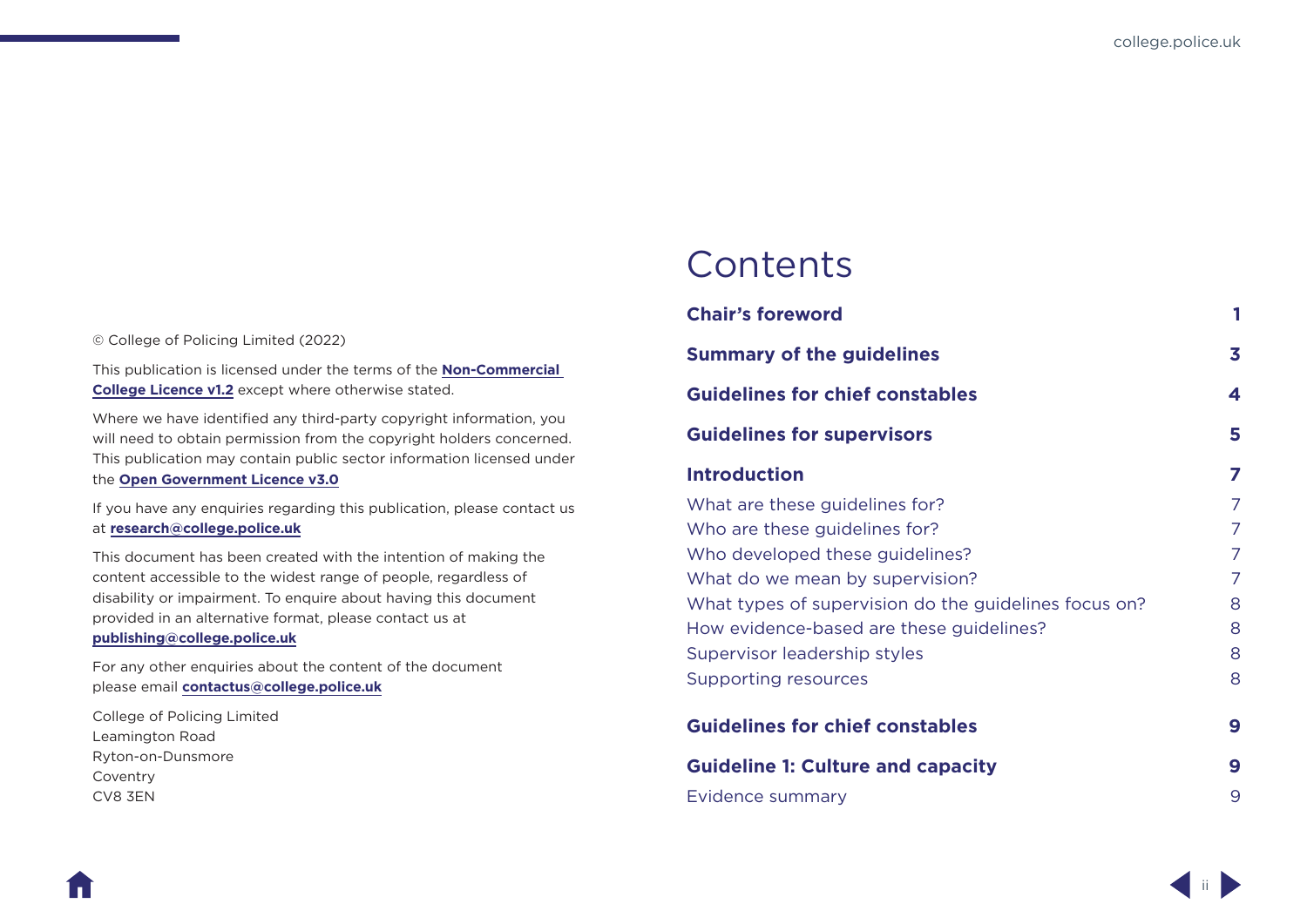© College of Policing Limited (2022)

This publication is licensed under the terms of the **Non-Commercial College Licence v1.2** except where otherwise stated.

Where we have identified any third-party copyright information, you will need to obtain permission from the copyright holders concerned. This publication may contain public sector information licensed under the **Open Government Licence v3.0**

If you have any enquiries regarding this publication, please contact us at **research@college.police.uk**

This document has been created with the intention of making the content accessible to the widest range of people, regardless of disability or impairment. To enquire about having this document provided in an alternative format, please contact us at **publishing@college.police.uk**

For any other enquiries about the content of the document please email **contactus@college.police.uk**

College of Policing Limited
Leamington Road
Ryton-on-Dunsmore
Coventry
CV8 3EN

# Contents

| | |
|---|---|
| **Chair's foreword** | **1** |
| **Summary of the guidelines** | **3** |
| **Guidelines for chief constables** | **4** |
| **Guidelines for supervisors** | **5** |
| **Introduction** | **7** |
| What are these guidelines for? | 7 |
| Who are these guidelines for? | 7 |
| Who developed these guidelines? | 7 |
| What do we mean by supervision? | 7 |
| What types of supervision do the guidelines focus on? | 8 |
| How evidence-based are these guidelines? | 8 |
| Supervisor leadership styles | 8 |
| Supporting resources | 8 |
| **Guidelines for chief constables** | **9** |
| **Guideline 1: Culture and capacity** | **9** |
| Evidence summary | 9 |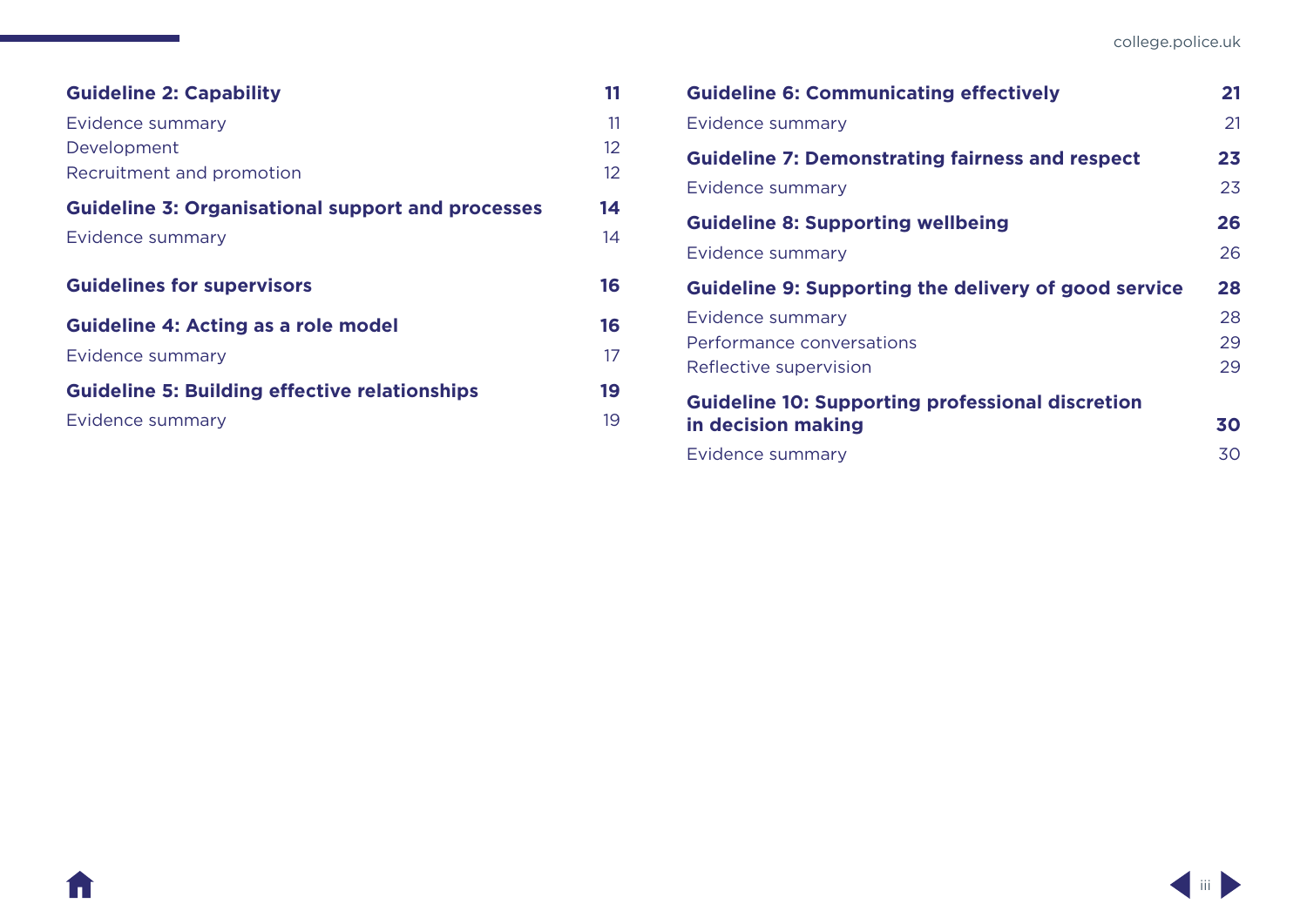**Guideline 2: Capability** 11

Evidence summary 11

Development 12

Recruitment and promotion 12

**Guideline 3: Organisational support and processes** 14

Evidence summary 14

**Guidelines for supervisors** 16

**Guideline 4: Acting as a role model** 16

Evidence summary 17

**Guideline 5: Building effective relationships** 19

Evidence summary 19

**Guideline 6: Communicating effectively** 21

Evidence summary 21

**Guideline 7: Demonstrating fairness and respect** 23

Evidence summary 23

**Guideline 8: Supporting wellbeing** 26

Evidence summary 26

**Guideline 9: Supporting the delivery of good service** 28

Evidence summary 28

Performance conversations 29

Reflective supervision 29

**Guideline 10: Supporting professional discretion in decision making** 30

Evidence summary 30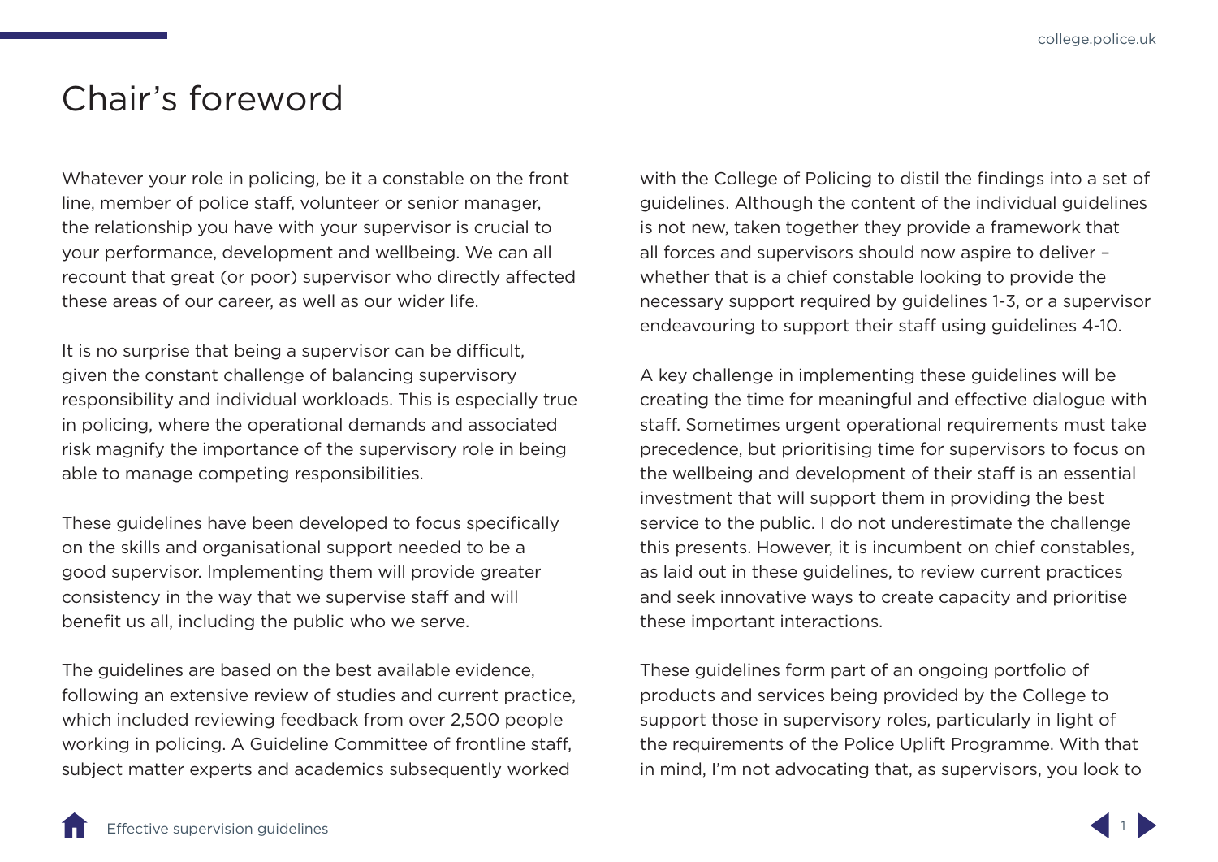# Chair's foreword

Whatever your role in policing, be it a constable on the front line, member of police staff, volunteer or senior manager, the relationship you have with your supervisor is crucial to your performance, development and wellbeing. We can all recount that great (or poor) supervisor who directly affected these areas of our career, as well as our wider life.

It is no surprise that being a supervisor can be difficult, given the constant challenge of balancing supervisory responsibility and individual workloads. This is especially true in policing, where the operational demands and associated risk magnify the importance of the supervisory role in being able to manage competing responsibilities.

These guidelines have been developed to focus specifically on the skills and organisational support needed to be a good supervisor. Implementing them will provide greater consistency in the way that we supervise staff and will benefit us all, including the public who we serve.

The guidelines are based on the best available evidence, following an extensive review of studies and current practice, which included reviewing feedback from over 2,500 people working in policing. A Guideline Committee of frontline staff, subject matter experts and academics subsequently worked with the College of Policing to distil the findings into a set of guidelines. Although the content of the individual guidelines is not new, taken together they provide a framework that all forces and supervisors should now aspire to deliver – whether that is a chief constable looking to provide the necessary support required by guidelines 1-3, or a supervisor endeavouring to support their staff using guidelines 4-10.

A key challenge in implementing these guidelines will be creating the time for meaningful and effective dialogue with staff. Sometimes urgent operational requirements must take precedence, but prioritising time for supervisors to focus on the wellbeing and development of their staff is an essential investment that will support them in providing the best service to the public. I do not underestimate the challenge this presents. However, it is incumbent on chief constables, as laid out in these guidelines, to review current practices and seek innovative ways to create capacity and prioritise these important interactions.

These guidelines form part of an ongoing portfolio of products and services being provided by the College to support those in supervisory roles, particularly in light of the requirements of the Police Uplift Programme. With that in mind, I'm not advocating that, as supervisors, you look to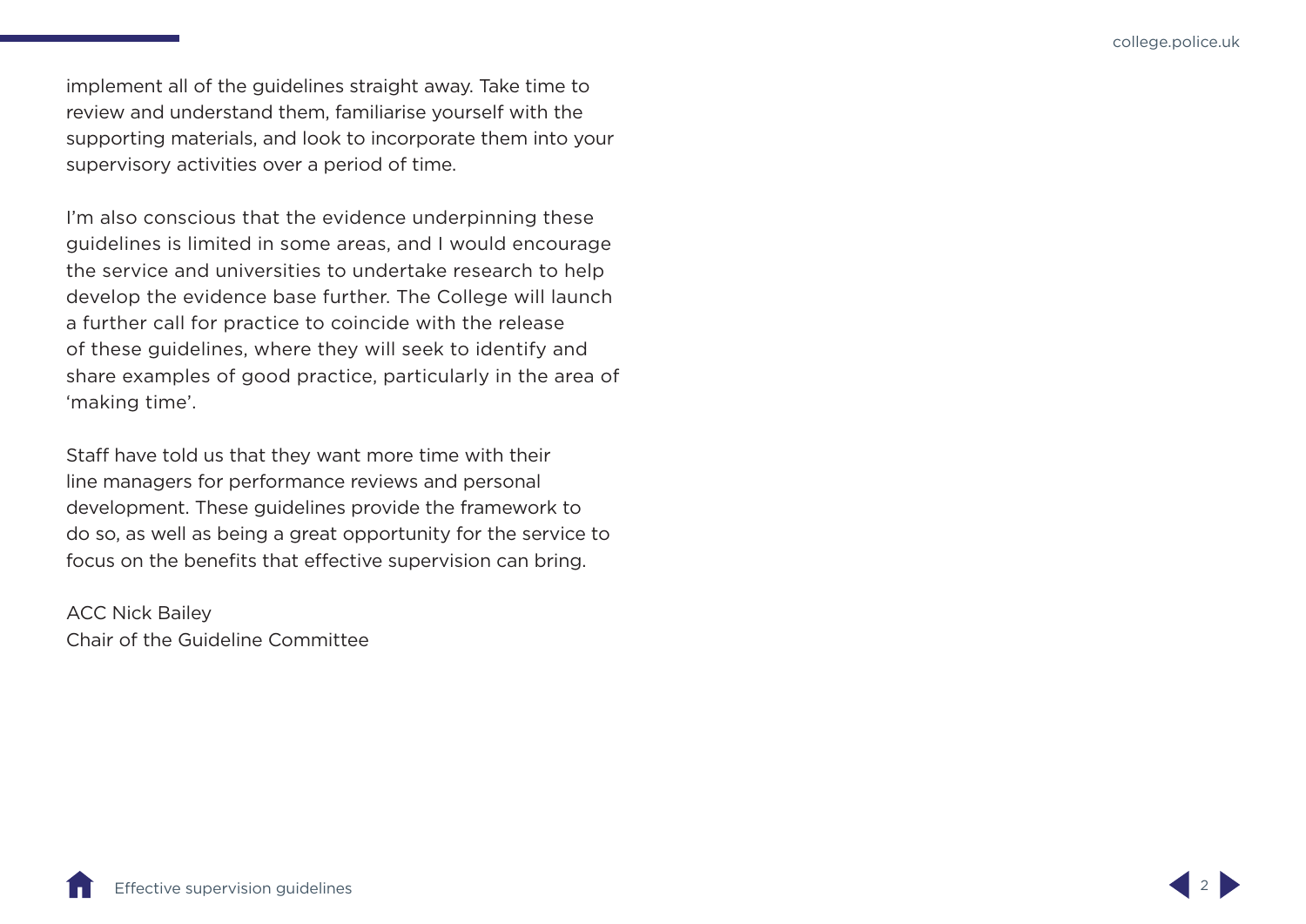implement all of the guidelines straight away. Take time to review and understand them, familiarise yourself with the supporting materials, and look to incorporate them into your supervisory activities over a period of time.

I'm also conscious that the evidence underpinning these guidelines is limited in some areas, and I would encourage the service and universities to undertake research to help develop the evidence base further. The College will launch a further call for practice to coincide with the release of these guidelines, where they will seek to identify and share examples of good practice, particularly in the area of 'making time'.

Staff have told us that they want more time with their line managers for performance reviews and personal development. These guidelines provide the framework to do so, as well as being a great opportunity for the service to focus on the benefits that effective supervision can bring.

ACC Nick Bailey  
Chair of the Guideline Committee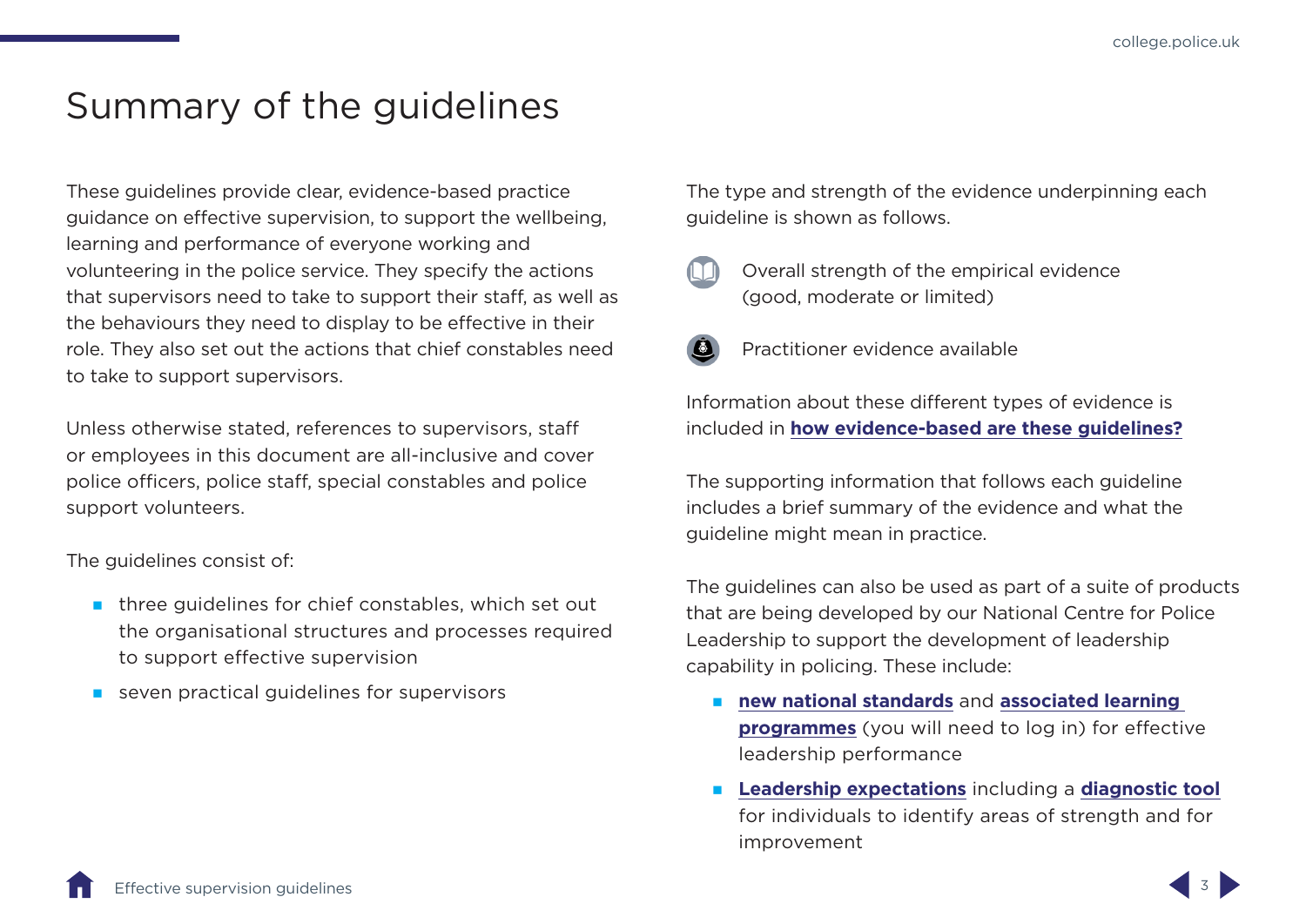# Summary of the guidelines

These guidelines provide clear, evidence-based practice guidance on effective supervision, to support the wellbeing, learning and performance of everyone working and volunteering in the police service. They specify the actions that supervisors need to take to support their staff, as well as the behaviours they need to display to be effective in their role. They also set out the actions that chief constables need to take to support supervisors.

Unless otherwise stated, references to supervisors, staff or employees in this document are all-inclusive and cover police officers, police staff, special constables and police support volunteers.

The guidelines consist of:

- three guidelines for chief constables, which set out the organisational structures and processes required to support effective supervision
- seven practical guidelines for supervisors

The type and strength of the evidence underpinning each guideline is shown as follows.

Overall strength of the empirical evidence (good, moderate or limited)

Practitioner evidence available

Information about these different types of evidence is included in **how evidence-based are these guidelines?**

The supporting information that follows each guideline includes a brief summary of the evidence and what the guideline might mean in practice.

The guidelines can also be used as part of a suite of products that are being developed by our National Centre for Police Leadership to support the development of leadership capability in policing. These include:

- **new national standards** and **associated learning programmes** (you will need to log in) for effective leadership performance
- **Leadership expectations** including a **diagnostic tool** for individuals to identify areas of strength and for improvement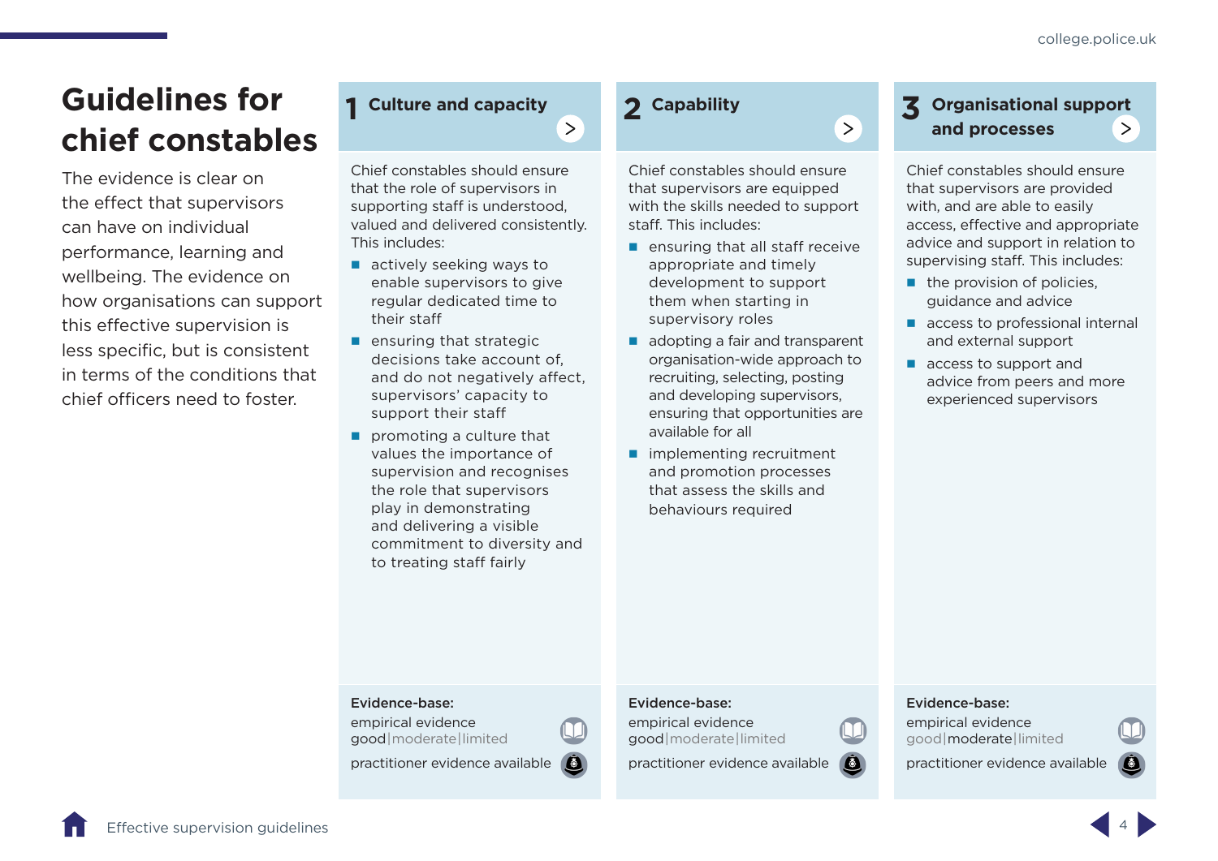# Guidelines for chief constables

The evidence is clear on the effect that supervisors can have on individual performance, learning and wellbeing. The evidence on how organisations can support this effective supervision is less specific, but is consistent in terms of the conditions that chief officers need to foster.

## 1 Culture and capacity

Chief constables should ensure that the role of supervisors in supporting staff is understood, valued and delivered consistently. This includes:

- actively seeking ways to enable supervisors to give regular dedicated time to their staff
- ensuring that strategic decisions take account of, and do not negatively affect, supervisors' capacity to support their staff
- promoting a culture that values the importance of supervision and recognises the role that supervisors play in demonstrating and delivering a visible commitment to diversity and to treating staff fairly

**Evidence-base:**
empirical evidence
good | moderate | limited
practitioner evidence available

## 2 Capability

Chief constables should ensure that supervisors are equipped with the skills needed to support staff. This includes:

- ensuring that all staff receive appropriate and timely development to support them when starting in supervisory roles
- adopting a fair and transparent organisation-wide approach to recruiting, selecting, posting and developing supervisors, ensuring that opportunities are available for all
- implementing recruitment and promotion processes that assess the skills and behaviours required

**Evidence-base:**
empirical evidence
good | moderate | limited
practitioner evidence available

## 3 Organisational support and processes

Chief constables should ensure that supervisors are provided with, and are able to easily access, effective and appropriate advice and support in relation to supervising staff. This includes:

- the provision of policies, guidance and advice
- access to professional internal and external support
- access to support and advice from peers and more experienced supervisors

**Evidence-base:**
empirical evidence
good | moderate | limited
practitioner evidence available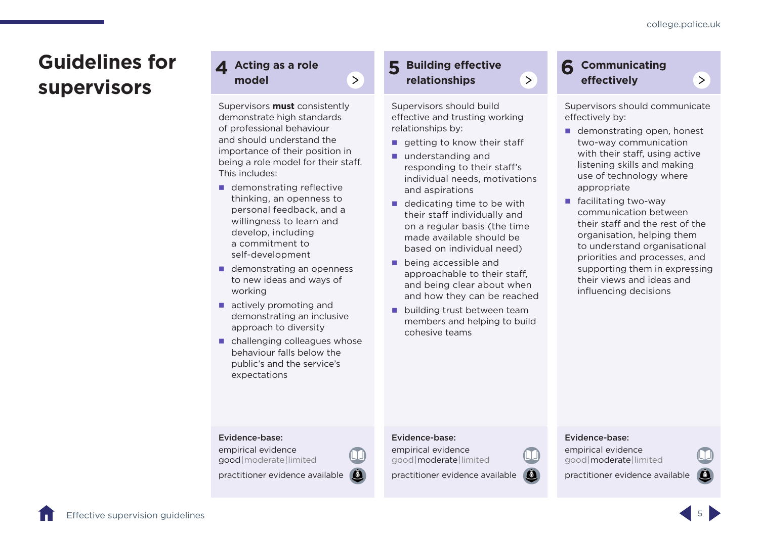# Guidelines for supervisors

## 4 Acting as a role model

Supervisors **must** consistently demonstrate high standards of professional behaviour and should understand the importance of their position in being a role model for their staff. This includes:

- demonstrating reflective thinking, an openness to personal feedback, and a willingness to learn and develop, including a commitment to self-development
- demonstrating an openness to new ideas and ways of working
- actively promoting and demonstrating an inclusive approach to diversity
- challenging colleagues whose behaviour falls below the public's and the service's expectations

**Evidence-base:**

empirical evidence
**good**|moderate|limited

practitioner evidence available

## 5 Building effective relationships

Supervisors should build effective and trusting working relationships by:

- getting to know their staff
- understanding and responding to their staff's individual needs, motivations and aspirations
- dedicating time to be with their staff individually and on a regular basis (the time made available should be based on individual need)
- being accessible and approachable to their staff, and being clear about when and how they can be reached
- building trust between team members and helping to build cohesive teams

**Evidence-base:**

empirical evidence
good|**moderate**|limited

practitioner evidence available

## 6 Communicating effectively

Supervisors should communicate effectively by:

- demonstrating open, honest two-way communication with their staff, using active listening skills and making use of technology where appropriate
- facilitating two-way communication between their staff and the rest of the organisation, helping them to understand organisational priorities and processes, and supporting them in expressing their views and ideas and influencing decisions

**Evidence-base:**

empirical evidence
good|**moderate**|limited

practitioner evidence available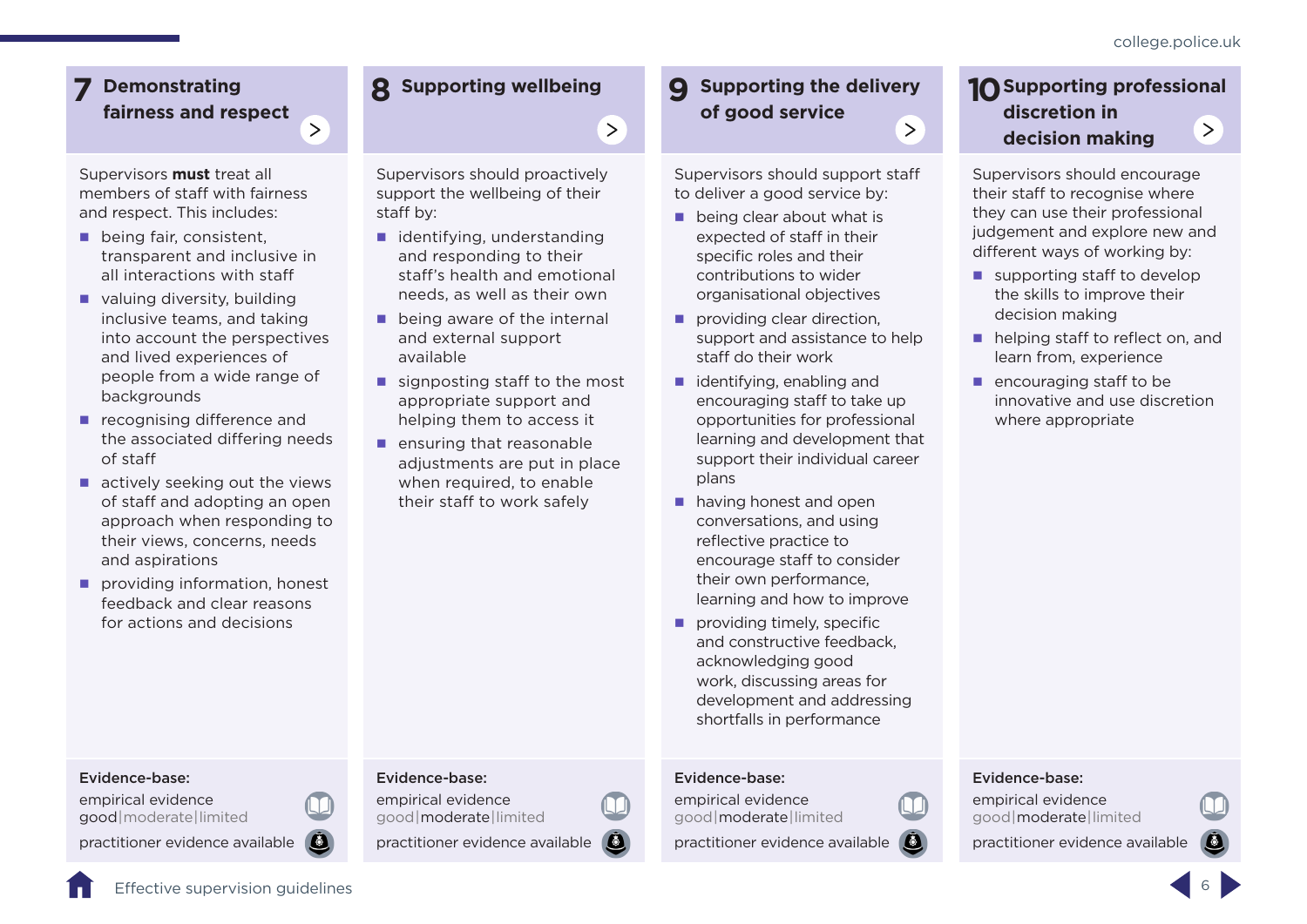## 7 Demonstrating fairness and respect

Supervisors **must** treat all members of staff with fairness and respect. This includes:

- being fair, consistent, transparent and inclusive in all interactions with staff
- valuing diversity, building inclusive teams, and taking into account the perspectives and lived experiences of people from a wide range of backgrounds
- recognising difference and the associated differing needs of staff
- actively seeking out the views of staff and adopting an open approach when responding to their views, concerns, needs and aspirations
- providing information, honest feedback and clear reasons for actions and decisions

**Evidence-base:**

empirical evidence
**good** | moderate | limited

practitioner evidence available

## 8 Supporting wellbeing

Supervisors should proactively support the wellbeing of their staff by:

- identifying, understanding and responding to their staff's health and emotional needs, as well as their own
- being aware of the internal and external support available
- signposting staff to the most appropriate support and helping them to access it
- ensuring that reasonable adjustments are put in place when required, to enable their staff to work safely

**Evidence-base:**

empirical evidence
good | **moderate** | limited

practitioner evidence available

## 9 Supporting the delivery of good service

Supervisors should support staff to deliver a good service by:

- being clear about what is expected of staff in their specific roles and their contributions to wider organisational objectives
- providing clear direction, support and assistance to help staff do their work
- identifying, enabling and encouraging staff to take up opportunities for professional learning and development that support their individual career plans
- having honest and open conversations, and using reflective practice to encourage staff to consider their own performance, learning and how to improve
- providing timely, specific and constructive feedback, acknowledging good work, discussing areas for development and addressing shortfalls in performance

**Evidence-base:**

empirical evidence
good | **moderate** | limited

practitioner evidence available

## 10 Supporting professional discretion in decision making

Supervisors should encourage their staff to recognise where they can use their professional judgement and explore new and different ways of working by:

- supporting staff to develop the skills to improve their decision making
- helping staff to reflect on, and learn from, experience
- encouraging staff to be innovative and use discretion where appropriate

**Evidence-base:**

empirical evidence
good | **moderate** | limited

practitioner evidence available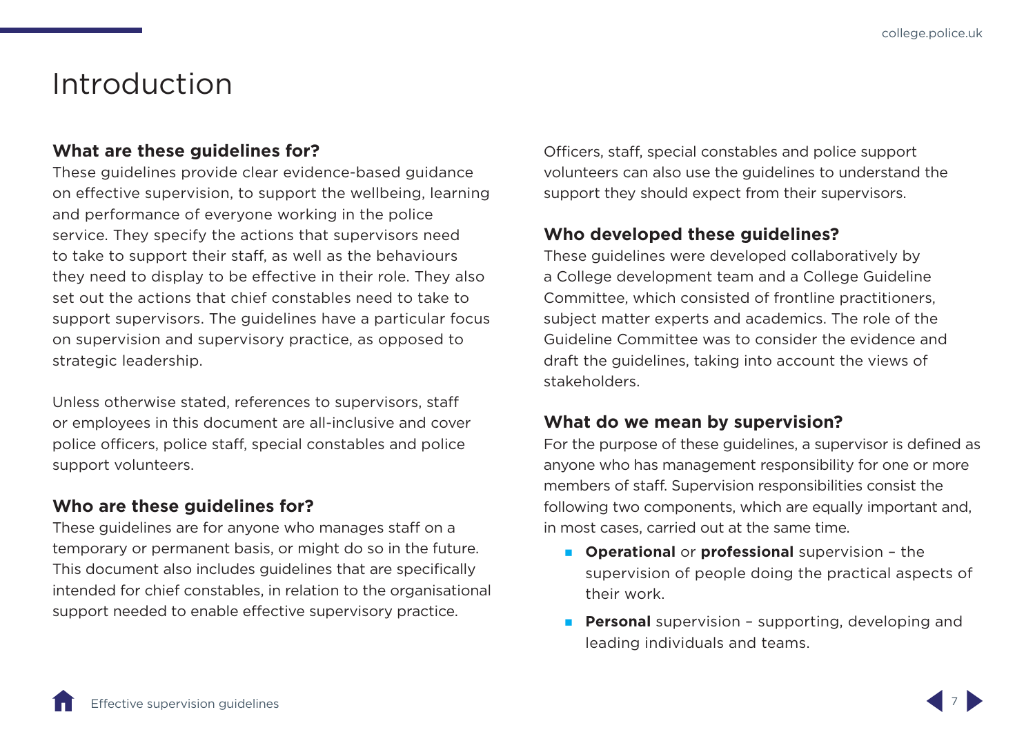# Introduction

### What are these guidelines for?

These guidelines provide clear evidence-based guidance on effective supervision, to support the wellbeing, learning and performance of everyone working in the police service. They specify the actions that supervisors need to take to support their staff, as well as the behaviours they need to display to be effective in their role. They also set out the actions that chief constables need to take to support supervisors. The guidelines have a particular focus on supervision and supervisory practice, as opposed to strategic leadership.

Unless otherwise stated, references to supervisors, staff or employees in this document are all-inclusive and cover police officers, police staff, special constables and police support volunteers.

### Who are these guidelines for?

These guidelines are for anyone who manages staff on a temporary or permanent basis, or might do so in the future. This document also includes guidelines that are specifically intended for chief constables, in relation to the organisational support needed to enable effective supervisory practice.

Officers, staff, special constables and police support volunteers can also use the guidelines to understand the support they should expect from their supervisors.

### Who developed these guidelines?

These guidelines were developed collaboratively by a College development team and a College Guideline Committee, which consisted of frontline practitioners, subject matter experts and academics. The role of the Guideline Committee was to consider the evidence and draft the guidelines, taking into account the views of stakeholders.

### What do we mean by supervision?

For the purpose of these guidelines, a supervisor is defined as anyone who has management responsibility for one or more members of staff. Supervision responsibilities consist the following two components, which are equally important and, in most cases, carried out at the same time.

- **Operational** or **professional** supervision – the supervision of people doing the practical aspects of their work.
- **Personal** supervision – supporting, developing and leading individuals and teams.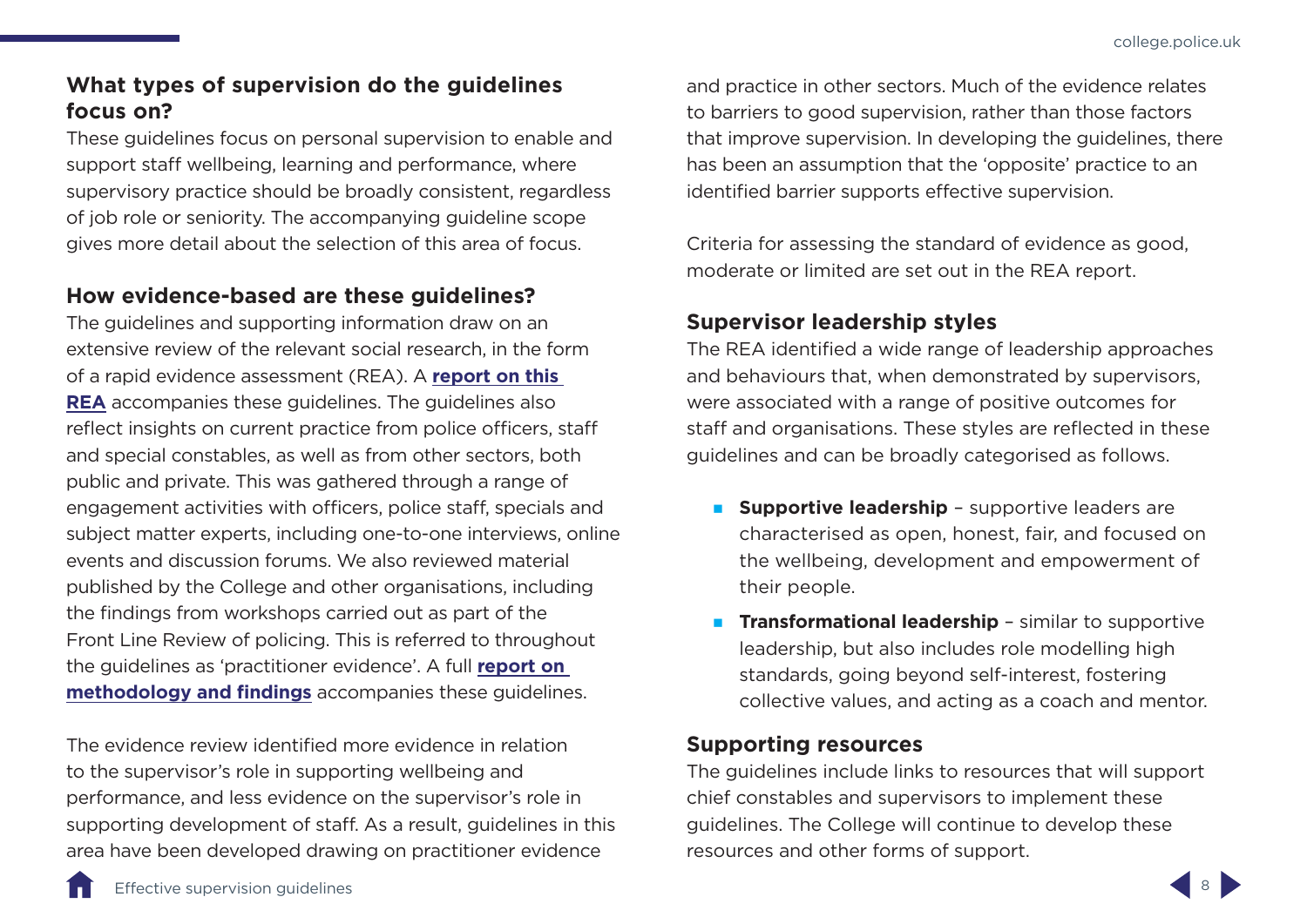### What types of supervision do the guidelines focus on?

These guidelines focus on personal supervision to enable and support staff wellbeing, learning and performance, where supervisory practice should be broadly consistent, regardless of job role or seniority. The accompanying guideline scope gives more detail about the selection of this area of focus.

### How evidence-based are these guidelines?

The guidelines and supporting information draw on an extensive review of the relevant social research, in the form of a rapid evidence assessment (REA). A **report on this REA** accompanies these guidelines. The guidelines also reflect insights on current practice from police officers, staff and special constables, as well as from other sectors, both public and private. This was gathered through a range of engagement activities with officers, police staff, specials and subject matter experts, including one-to-one interviews, online events and discussion forums. We also reviewed material published by the College and other organisations, including the findings from workshops carried out as part of the Front Line Review of policing. This is referred to throughout the guidelines as 'practitioner evidence'. A full **report on methodology and findings** accompanies these guidelines.

The evidence review identified more evidence in relation to the supervisor's role in supporting wellbeing and performance, and less evidence on the supervisor's role in supporting development of staff. As a result, guidelines in this area have been developed drawing on practitioner evidence and practice in other sectors. Much of the evidence relates to barriers to good supervision, rather than those factors that improve supervision. In developing the guidelines, there has been an assumption that the 'opposite' practice to an identified barrier supports effective supervision.

Criteria for assessing the standard of evidence as good, moderate or limited are set out in the REA report.

### Supervisor leadership styles

The REA identified a wide range of leadership approaches and behaviours that, when demonstrated by supervisors, were associated with a range of positive outcomes for staff and organisations. These styles are reflected in these guidelines and can be broadly categorised as follows.

- **Supportive leadership** – supportive leaders are characterised as open, honest, fair, and focused on the wellbeing, development and empowerment of their people.
- **Transformational leadership** – similar to supportive leadership, but also includes role modelling high standards, going beyond self-interest, fostering collective values, and acting as a coach and mentor.

### Supporting resources

The guidelines include links to resources that will support chief constables and supervisors to implement these guidelines. The College will continue to develop these resources and other forms of support.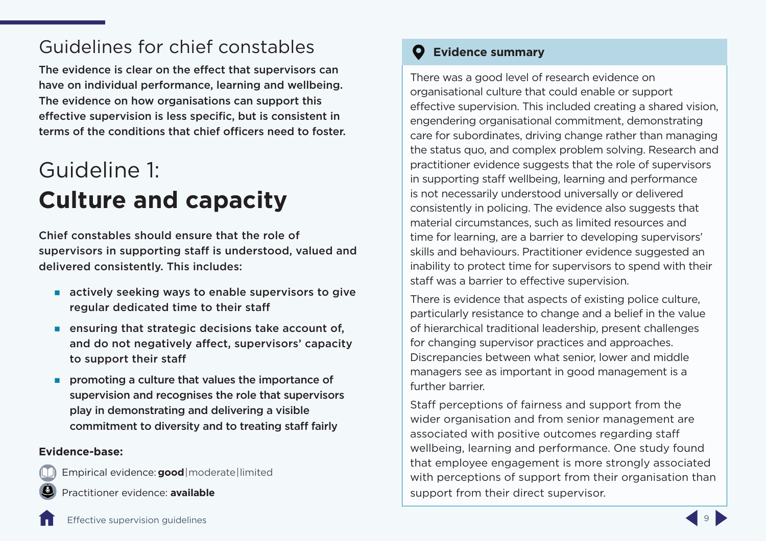# Guidelines for chief constables

**The evidence is clear on the effect that supervisors can have on individual performance, learning and wellbeing. The evidence on how organisations can support this effective supervision is less specific, but is consistent in terms of the conditions that chief officers need to foster.**

## Guideline 1: **Culture and capacity**

**Chief constables should ensure that the role of supervisors in supporting staff is understood, valued and delivered consistently. This includes:**

- **actively seeking ways to enable supervisors to give regular dedicated time to their staff**
- **ensuring that strategic decisions take account of, and do not negatively affect, supervisors' capacity to support their staff**
- **promoting a culture that values the importance of supervision and recognises the role that supervisors play in demonstrating and delivering a visible commitment to diversity and to treating staff fairly**

**Evidence-base:**

Empirical evidence: **good**|moderate|limited

Practitioner evidence: **available**

### Evidence summary

There was a good level of research evidence on organisational culture that could enable or support effective supervision. This included creating a shared vision, engendering organisational commitment, demonstrating care for subordinates, driving change rather than managing the status quo, and complex problem solving. Research and practitioner evidence suggests that the role of supervisors in supporting staff wellbeing, learning and performance is not necessarily understood universally or delivered consistently in policing. The evidence also suggests that material circumstances, such as limited resources and time for learning, are a barrier to developing supervisors' skills and behaviours. Practitioner evidence suggested an inability to protect time for supervisors to spend with their staff was a barrier to effective supervision.

There is evidence that aspects of existing police culture, particularly resistance to change and a belief in the value of hierarchical traditional leadership, present challenges for changing supervisor practices and approaches. Discrepancies between what senior, lower and middle managers see as important in good management is a further barrier.

Staff perceptions of fairness and support from the wider organisation and from senior management are associated with positive outcomes regarding staff wellbeing, learning and performance. One study found that employee engagement is more strongly associated with perceptions of support from their organisation than support from their direct supervisor.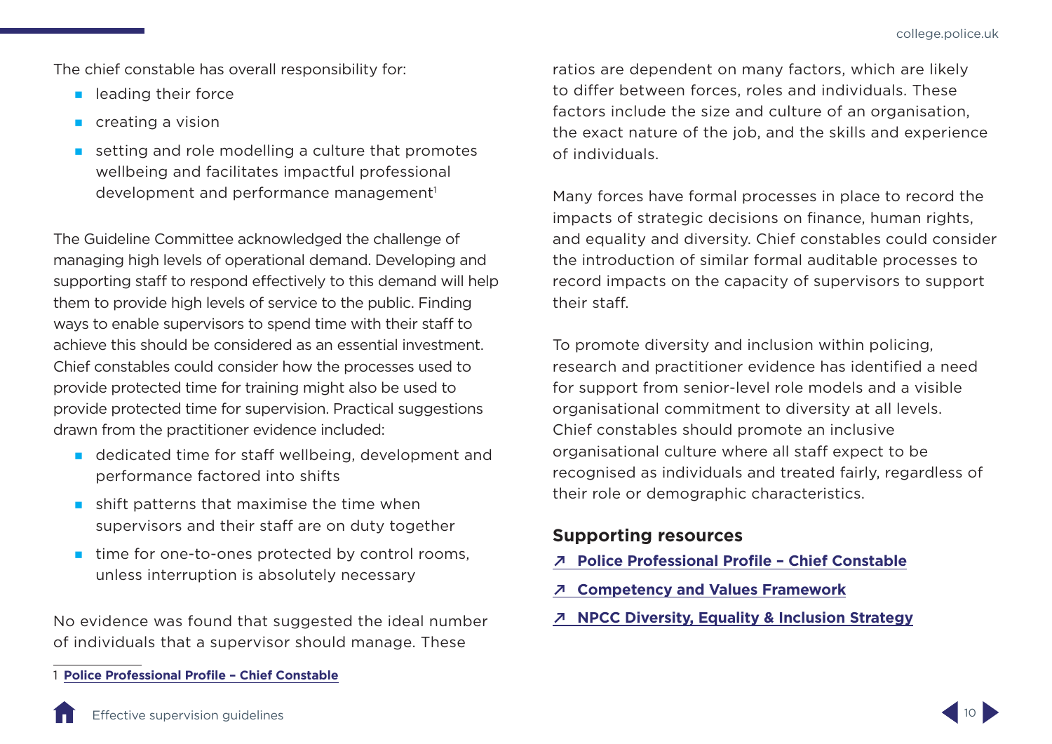The chief constable has overall responsibility for:

- leading their force
- creating a vision
- setting and role modelling a culture that promotes wellbeing and facilitates impactful professional development and performance management[1]

The Guideline Committee acknowledged the challenge of managing high levels of operational demand. Developing and supporting staff to respond effectively to this demand will help them to provide high levels of service to the public. Finding ways to enable supervisors to spend time with their staff to achieve this should be considered as an essential investment. Chief constables could consider how the processes used to provide protected time for training might also be used to provide protected time for supervision. Practical suggestions drawn from the practitioner evidence included:

- dedicated time for staff wellbeing, development and performance factored into shifts
- shift patterns that maximise the time when supervisors and their staff are on duty together
- time for one-to-ones protected by control rooms, unless interruption is absolutely necessary

No evidence was found that suggested the ideal number of individuals that a supervisor should manage. These ratios are dependent on many factors, which are likely to differ between forces, roles and individuals. These factors include the size and culture of an organisation, the exact nature of the job, and the skills and experience of individuals.

Many forces have formal processes in place to record the impacts of strategic decisions on finance, human rights, and equality and diversity. Chief constables could consider the introduction of similar formal auditable processes to record impacts on the capacity of supervisors to support their staff.

To promote diversity and inclusion within policing, research and practitioner evidence has identified a need for support from senior-level role models and a visible organisational commitment to diversity at all levels. Chief constables should promote an inclusive organisational culture where all staff expect to be recognised as individuals and treated fairly, regardless of their role or demographic characteristics.

### Supporting resources

- ↗ **Police Professional Profile – Chief Constable**
- ↗ **Competency and Values Framework**
- ↗ **NPCC Diversity, Equality & Inclusion Strategy**

---

1 **Police Professional Profile – Chief Constable**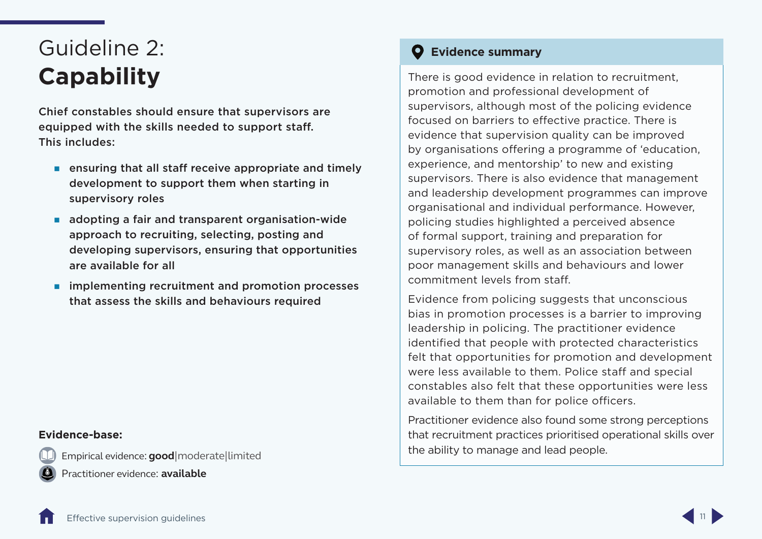# Guideline 2: **Capability**

**Chief constables should ensure that supervisors are equipped with the skills needed to support staff. This includes:**

- **ensuring that all staff receive appropriate and timely development to support them when starting in supervisory roles**
- **adopting a fair and transparent organisation-wide approach to recruiting, selecting, posting and developing supervisors, ensuring that opportunities are available for all**
- **implementing recruitment and promotion processes that assess the skills and behaviours required**

**Evidence-base:**

Empirical evidence: **good**|moderate|limited

Practitioner evidence: **available**

## Evidence summary

There is good evidence in relation to recruitment, promotion and professional development of supervisors, although most of the policing evidence focused on barriers to effective practice. There is evidence that supervision quality can be improved by organisations offering a programme of 'education, experience, and mentorship' to new and existing supervisors. There is also evidence that management and leadership development programmes can improve organisational and individual performance. However, policing studies highlighted a perceived absence of formal support, training and preparation for supervisory roles, as well as an association between poor management skills and behaviours and lower commitment levels from staff.

Evidence from policing suggests that unconscious bias in promotion processes is a barrier to improving leadership in policing. The practitioner evidence identified that people with protected characteristics felt that opportunities for promotion and development were less available to them. Police staff and special constables also felt that these opportunities were less available to them than for police officers.

Practitioner evidence also found some strong perceptions that recruitment practices prioritised operational skills over the ability to manage and lead people.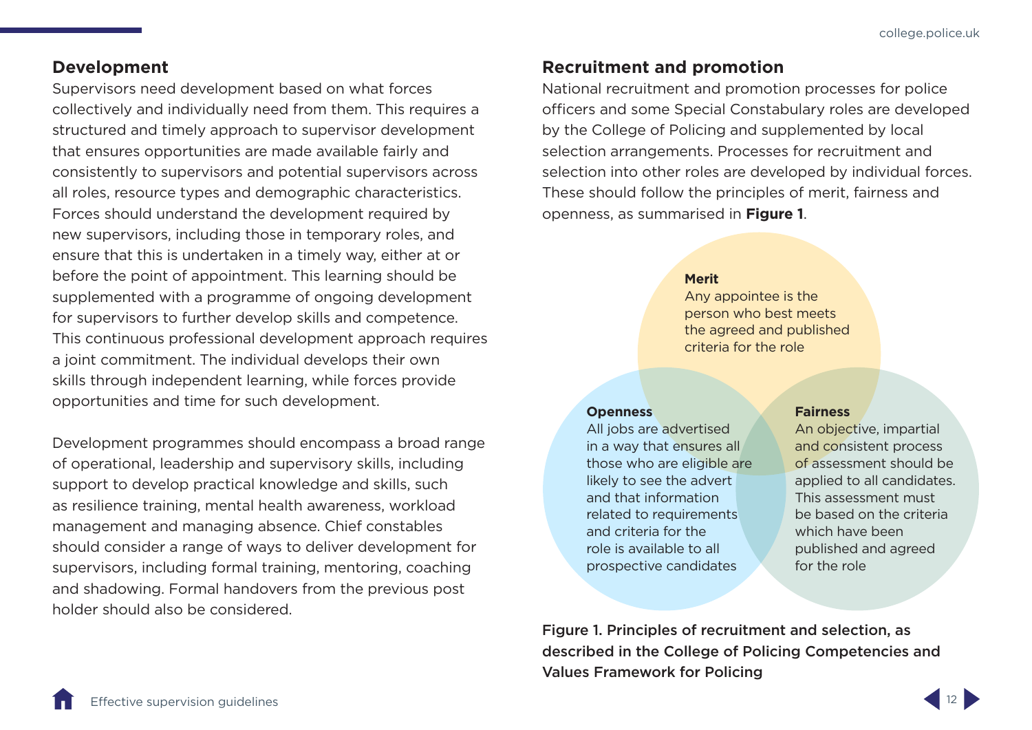## Development

Supervisors need development based on what forces collectively and individually need from them. This requires a structured and timely approach to supervisor development that ensures opportunities are made available fairly and consistently to supervisors and potential supervisors across all roles, resource types and demographic characteristics. Forces should understand the development required by new supervisors, including those in temporary roles, and ensure that this is undertaken in a timely way, either at or before the point of appointment. This learning should be supplemented with a programme of ongoing development for supervisors to further develop skills and competence. This continuous professional development approach requires a joint commitment. The individual develops their own skills through independent learning, while forces provide opportunities and time for such development.

Development programmes should encompass a broad range of operational, leadership and supervisory skills, including support to develop practical knowledge and skills, such as resilience training, mental health awareness, workload management and managing absence. Chief constables should consider a range of ways to deliver development for supervisors, including formal training, mentoring, coaching and shadowing. Formal handovers from the previous post holder should also be considered.

## Recruitment and promotion

National recruitment and promotion processes for police officers and some Special Constabulary roles are developed by the College of Policing and supplemented by local selection arrangements. Processes for recruitment and selection into other roles are developed by individual forces. These should follow the principles of merit, fairness and openness, as summarised in **Figure 1**.

**Merit**
Any appointee is the person who best meets the agreed and published criteria for the role

**Openness**
All jobs are advertised in a way that ensures all those who are eligible are likely to see the advert and that information related to requirements and criteria for the role is available to all prospective candidates

**Fairness**
An objective, impartial and consistent process of assessment should be applied to all candidates. This assessment must be based on the criteria which have been published and agreed for the role

**Figure 1. Principles of recruitment and selection, as described in the College of Policing Competencies and Values Framework for Policing**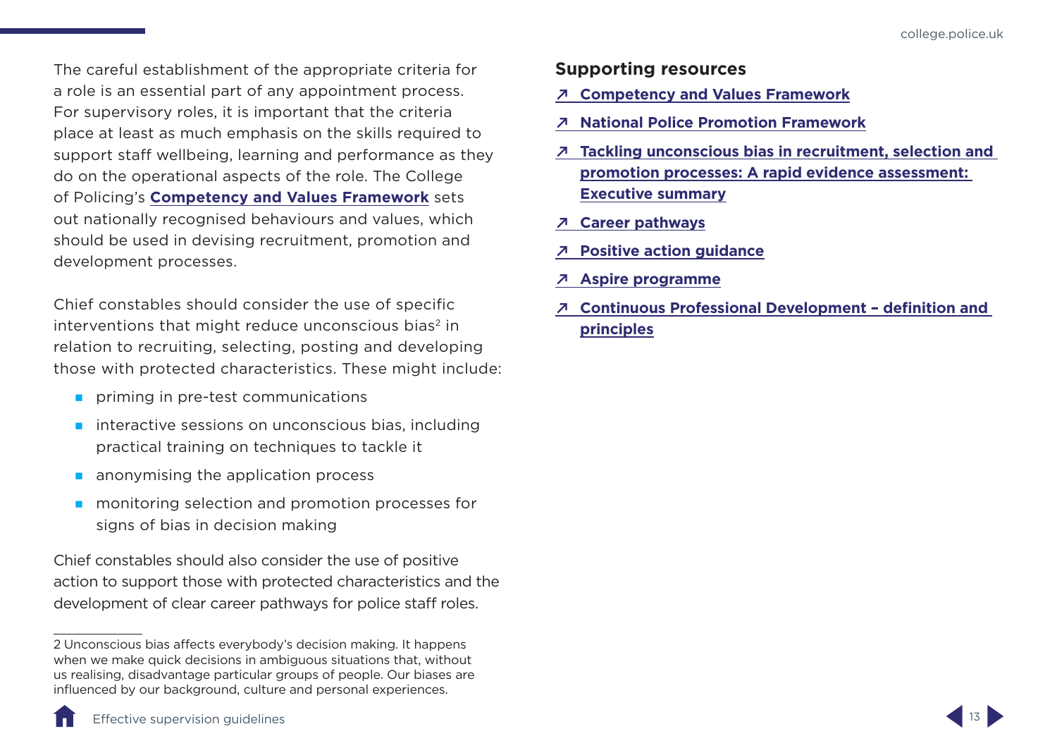The careful establishment of the appropriate criteria for a role is an essential part of any appointment process. For supervisory roles, it is important that the criteria place at least as much emphasis on the skills required to support staff wellbeing, learning and performance as they do on the operational aspects of the role. The College of Policing's **Competency and Values Framework** sets out nationally recognised behaviours and values, which should be used in devising recruitment, promotion and development processes.

Chief constables should consider the use of specific interventions that might reduce unconscious bias[2] in relation to recruiting, selecting, posting and developing those with protected characteristics. These might include:

- priming in pre-test communications
- interactive sessions on unconscious bias, including practical training on techniques to tackle it
- anonymising the application process
- monitoring selection and promotion processes for signs of bias in decision making

Chief constables should also consider the use of positive action to support those with protected characteristics and the development of clear career pathways for police staff roles.

2 Unconscious bias affects everybody's decision making. It happens when we make quick decisions in ambiguous situations that, without us realising, disadvantage particular groups of people. Our biases are influenced by our background, culture and personal experiences.

## Supporting resources

- ↗ **Competency and Values Framework**
- ↗ **National Police Promotion Framework**
- ↗ **Tackling unconscious bias in recruitment, selection and promotion processes: A rapid evidence assessment: Executive summary**
- ↗ **Career pathways**
- ↗ **Positive action guidance**
- ↗ **Aspire programme**
- ↗ **Continuous Professional Development – definition and principles**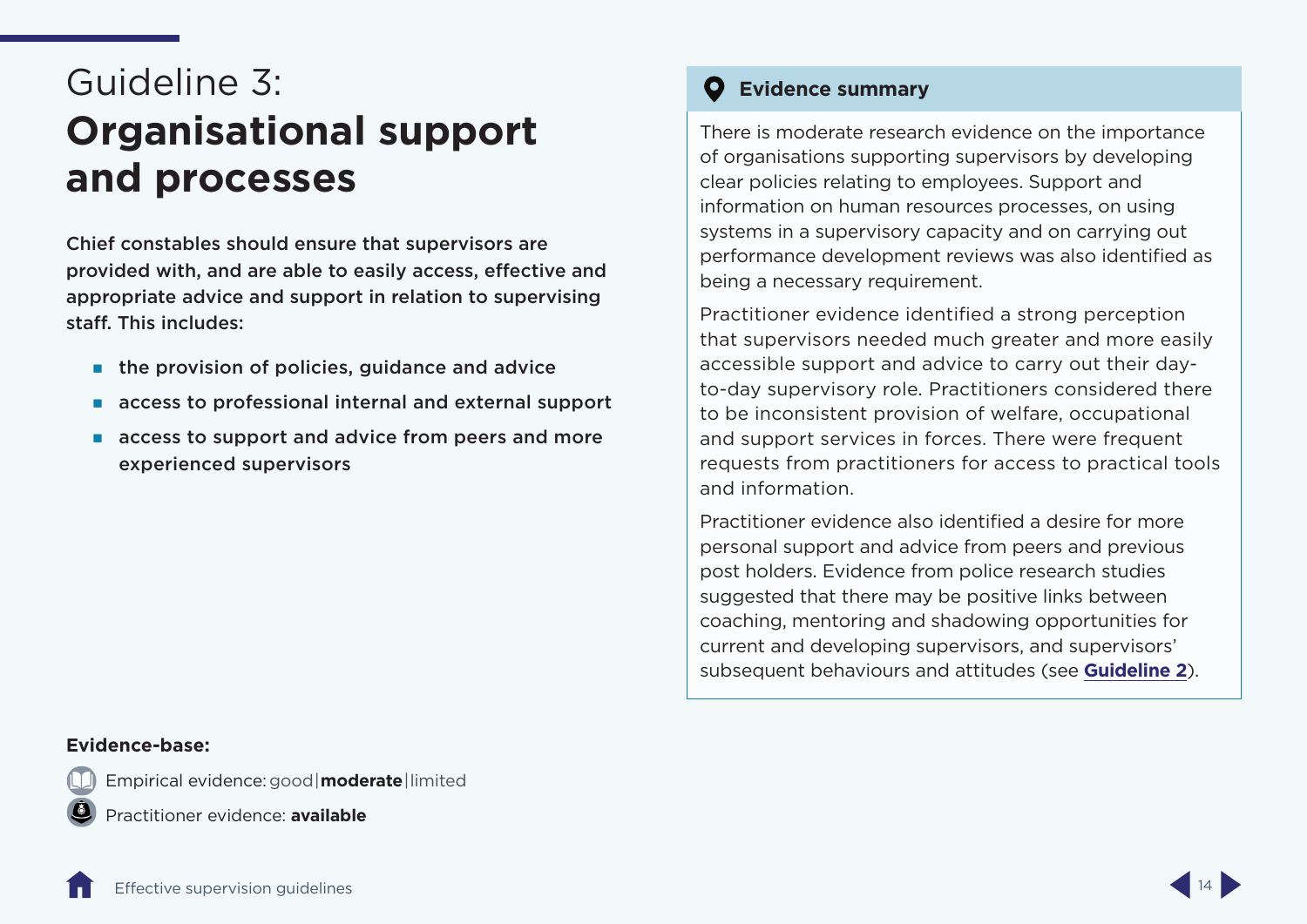# Guideline 3: **Organisational support and processes**

**Chief constables should ensure that supervisors are provided with, and are able to easily access, effective and appropriate advice and support in relation to supervising staff. This includes:**

- **the provision of policies, guidance and advice**
- **access to professional internal and external support**
- **access to support and advice from peers and more experienced supervisors**

## Evidence summary

There is moderate research evidence on the importance of organisations supporting supervisors by developing clear policies relating to employees. Support and information on human resources processes, on using systems in a supervisory capacity and on carrying out performance development reviews was also identified as being a necessary requirement.

Practitioner evidence identified a strong perception that supervisors needed much greater and more easily accessible support and advice to carry out their day-to-day supervisory role. Practitioners considered there to be inconsistent provision of welfare, occupational and support services in forces. There were frequent requests from practitioners for access to practical tools and information.

Practitioner evidence also identified a desire for more personal support and advice from peers and previous post holders. Evidence from police research studies suggested that there may be positive links between coaching, mentoring and shadowing opportunities for current and developing supervisors, and supervisors' subsequent behaviours and attitudes (see **Guideline 2**).

**Evidence-base:**

Empirical evidence: good | **moderate** | limited

Practitioner evidence: **available**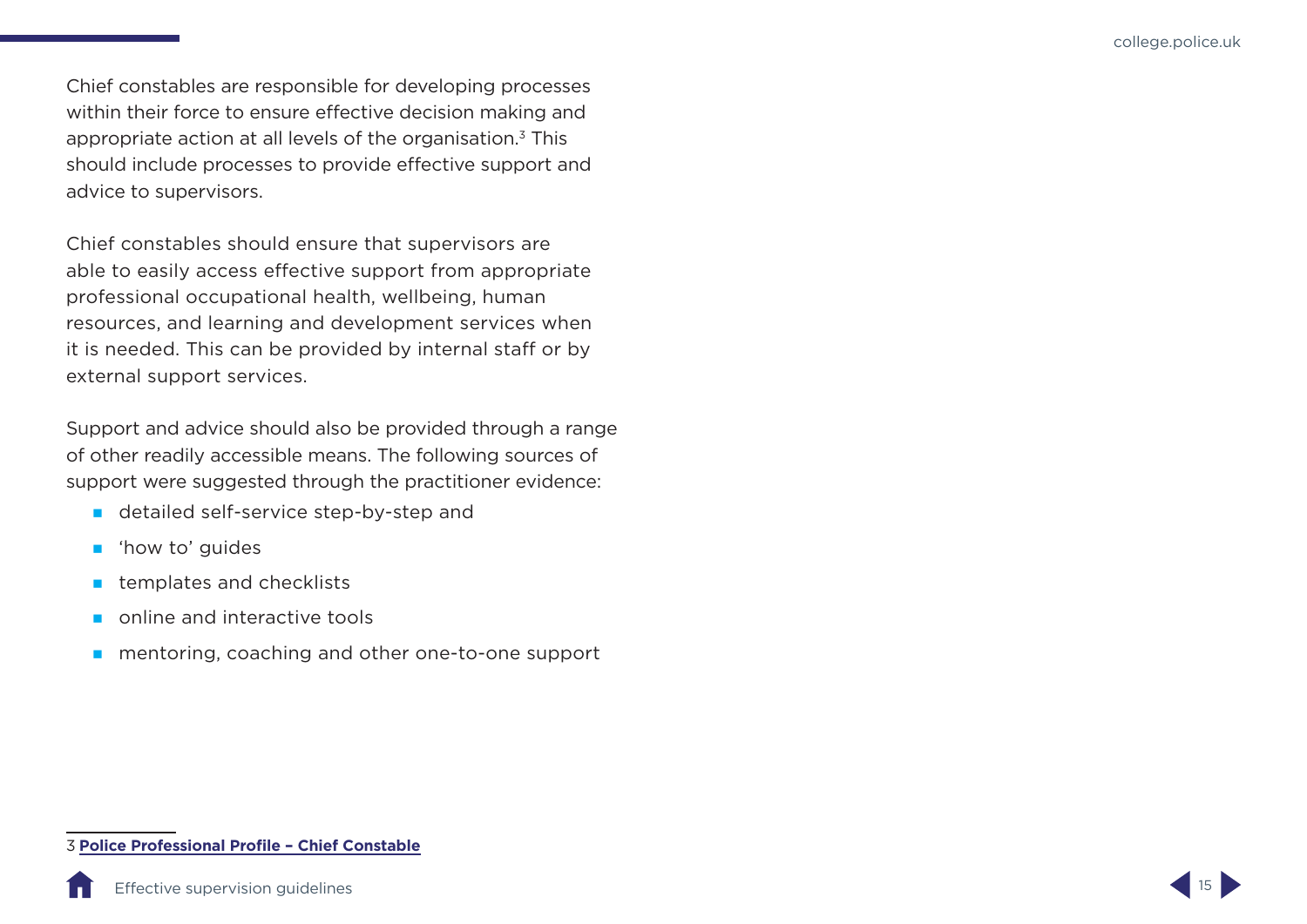Chief constables are responsible for developing processes within their force to ensure effective decision making and appropriate action at all levels of the organisation.[3] This should include processes to provide effective support and advice to supervisors.

Chief constables should ensure that supervisors are able to easily access effective support from appropriate professional occupational health, wellbeing, human resources, and learning and development services when it is needed. This can be provided by internal staff or by external support services.

Support and advice should also be provided through a range of other readily accessible means. The following sources of support were suggested through the practitioner evidence:

- detailed self-service step-by-step and
- 'how to' guides
- templates and checklists
- online and interactive tools
- mentoring, coaching and other one-to-one support

3 **Police Professional Profile – Chief Constable**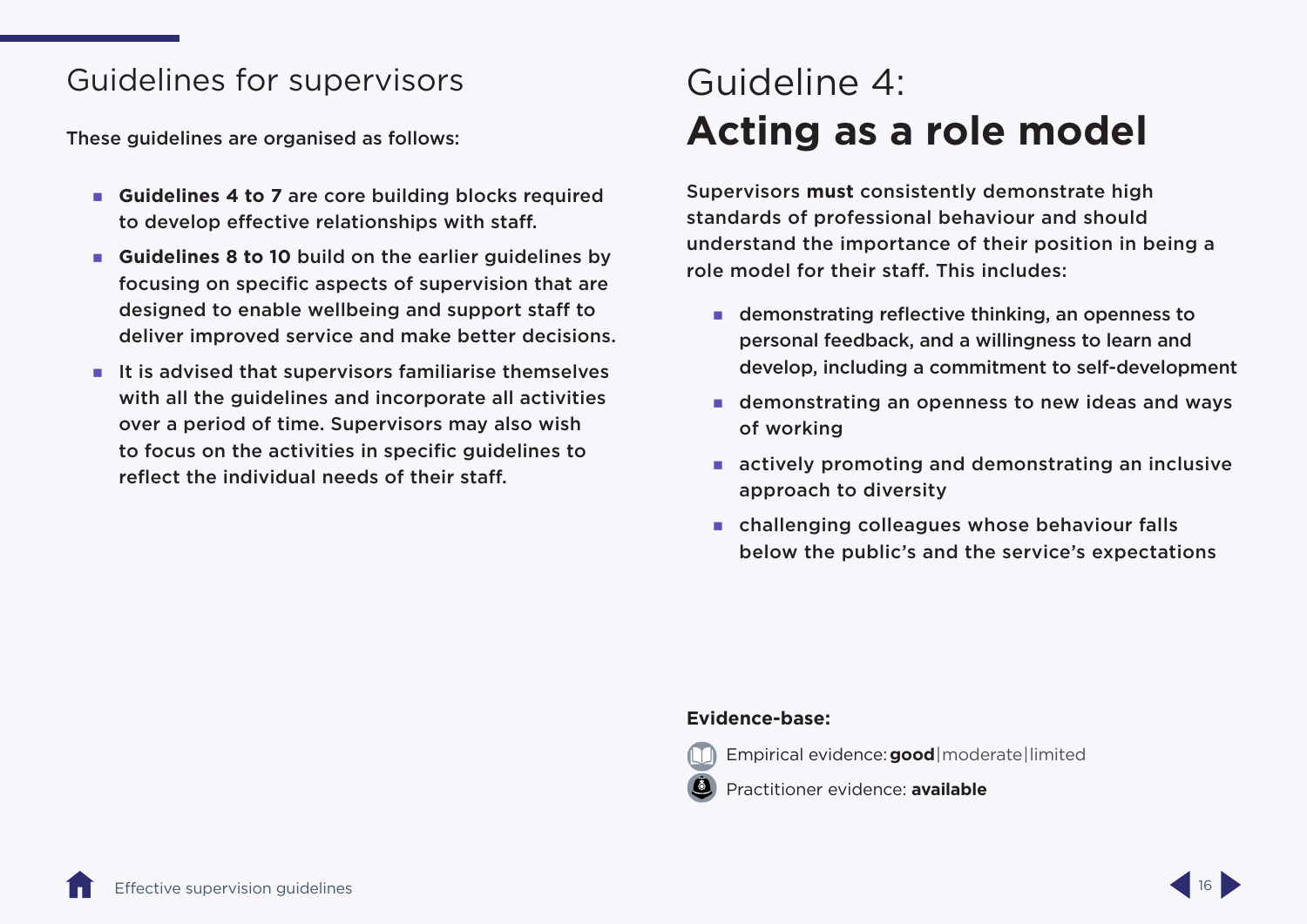## Guidelines for supervisors

These guidelines are organised as follows:

- **Guidelines 4 to 7** are core building blocks required to develop effective relationships with staff.
- **Guidelines 8 to 10** build on the earlier guidelines by focusing on specific aspects of supervision that are designed to enable wellbeing and support staff to deliver improved service and make better decisions.
- It is advised that supervisors familiarise themselves with all the guidelines and incorporate all activities over a period of time. Supervisors may also wish to focus on the activities in specific guidelines to reflect the individual needs of their staff.

# Guideline 4: **Acting as a role model**

Supervisors **must** consistently demonstrate high standards of professional behaviour and should understand the importance of their position in being a role model for their staff. This includes:

- demonstrating reflective thinking, an openness to personal feedback, and a willingness to learn and develop, including a commitment to self-development
- demonstrating an openness to new ideas and ways of working
- actively promoting and demonstrating an inclusive approach to diversity
- challenging colleagues whose behaviour falls below the public's and the service's expectations

**Evidence-base:**

Empirical evidence: **good**|moderate|limited

Practitioner evidence: **available**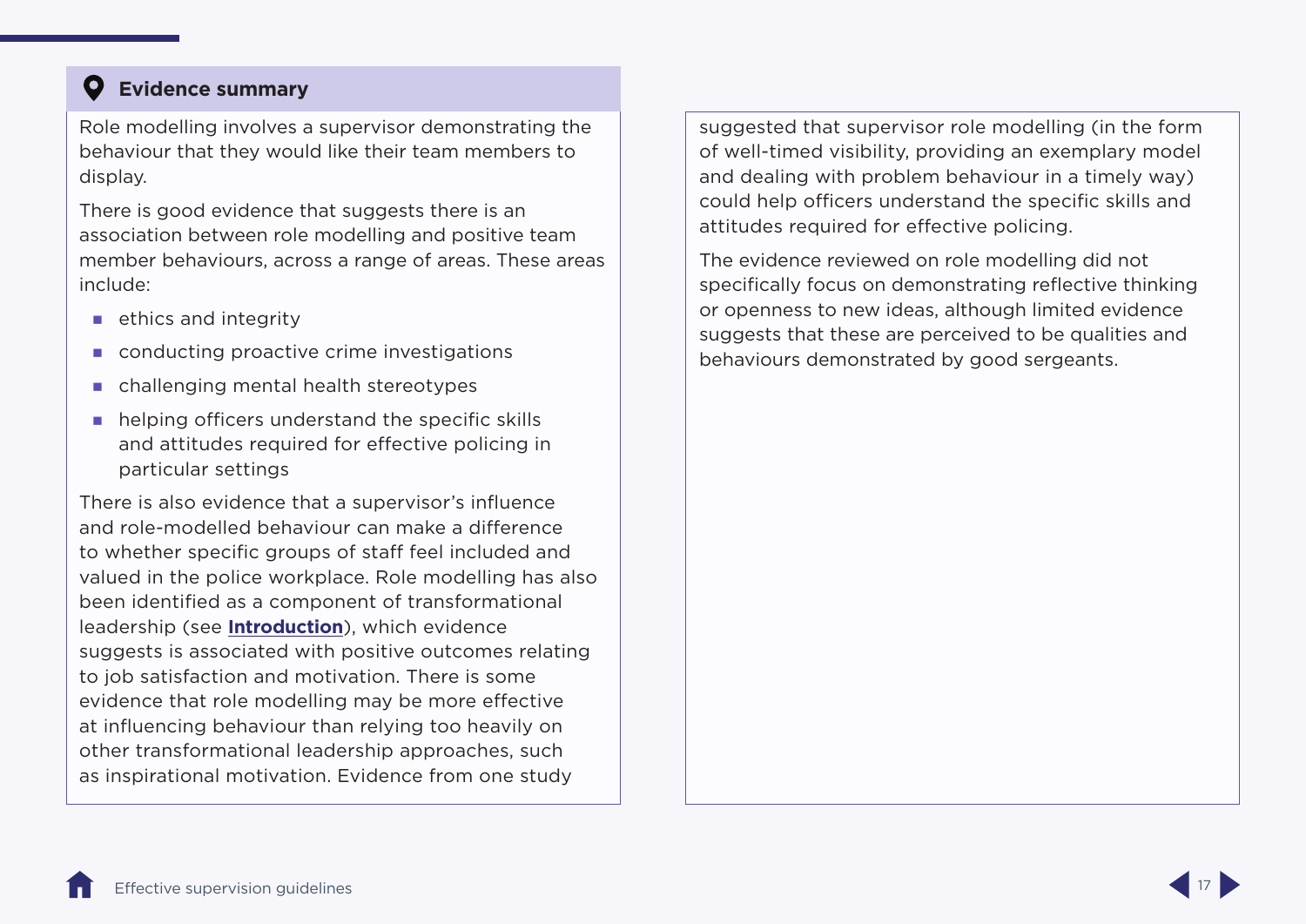### Evidence summary

Role modelling involves a supervisor demonstrating the behaviour that they would like their team members to display.

There is good evidence that suggests there is an association between role modelling and positive team member behaviours, across a range of areas. These areas include:

- ethics and integrity
- conducting proactive crime investigations
- challenging mental health stereotypes
- helping officers understand the specific skills and attitudes required for effective policing in particular settings

There is also evidence that a supervisor's influence and role-modelled behaviour can make a difference to whether specific groups of staff feel included and valued in the police workplace. Role modelling has also been identified as a component of transformational leadership (see **Introduction**), which evidence suggests is associated with positive outcomes relating to job satisfaction and motivation. There is some evidence that role modelling may be more effective at influencing behaviour than relying too heavily on other transformational leadership approaches, such as inspirational motivation. Evidence from one study suggested that supervisor role modelling (in the form of well-timed visibility, providing an exemplary model and dealing with problem behaviour in a timely way) could help officers understand the specific skills and attitudes required for effective policing.

The evidence reviewed on role modelling did not specifically focus on demonstrating reflective thinking or openness to new ideas, although limited evidence suggests that these are perceived to be qualities and behaviours demonstrated by good sergeants.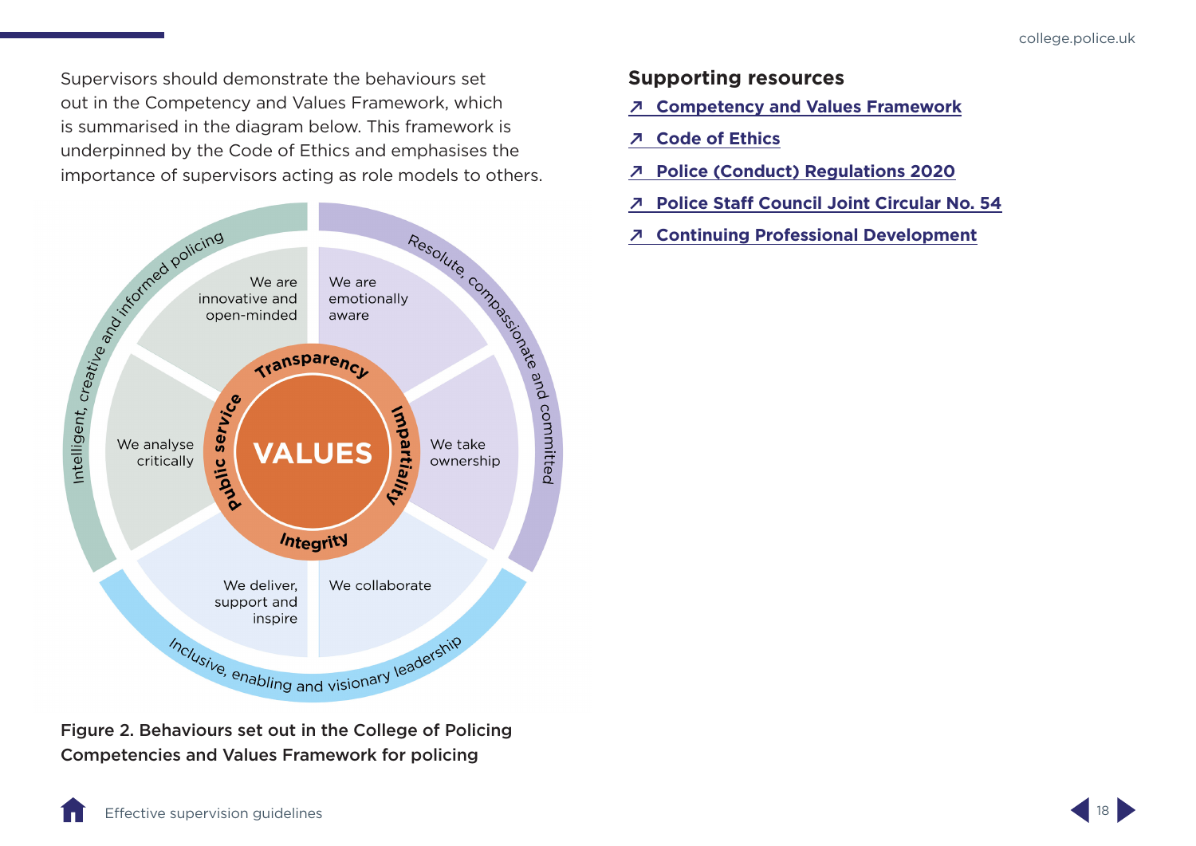Supervisors should demonstrate the behaviours set out in the Competency and Values Framework, which is summarised in the diagram below. This framework is underpinned by the Code of Ethics and emphasises the importance of supervisors acting as role models to others.

Intelligent, creative and informed policing

- We are innovative and open-minded
- We analyse critically

Resolute, compassionate and committed

- We are emotionally aware
- We take ownership

Inclusive, enabling and visionary leadership

- We deliver, support and inspire
- We collaborate

VALUES

- Transparency
- Impartiality
- Integrity
- Public service

**Figure 2. Behaviours set out in the College of Policing Competencies and Values Framework for policing**

## Supporting resources

- ↗ **Competency and Values Framework**
- ↗ **Code of Ethics**
- ↗ **Police (Conduct) Regulations 2020**
- ↗ **Police Staff Council Joint Circular No. 54**
- ↗ **Continuing Professional Development**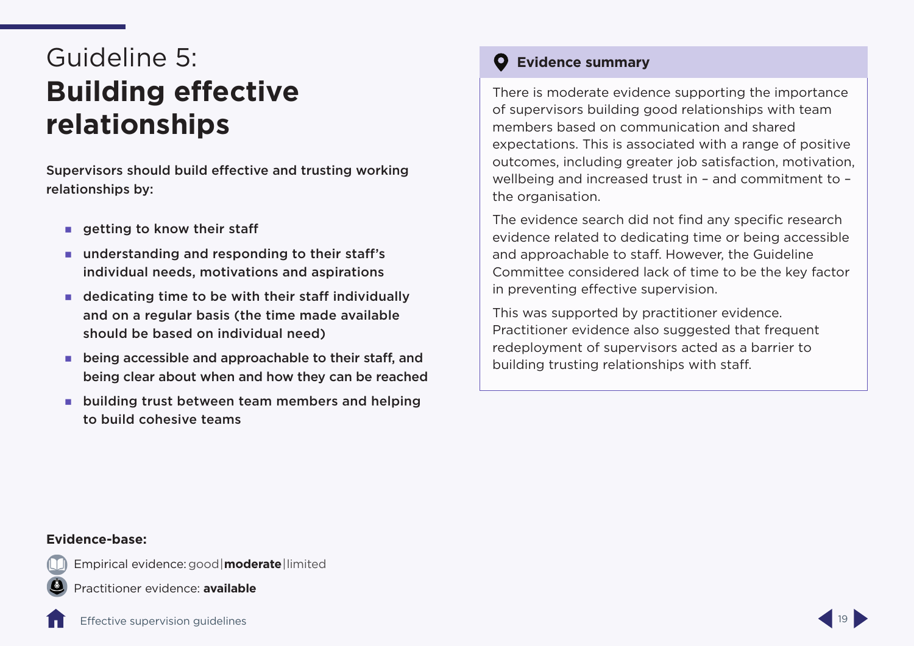# Guideline 5: **Building effective relationships**

**Supervisors should build effective and trusting working relationships by:**

- **getting to know their staff**
- **understanding and responding to their staff's individual needs, motivations and aspirations**
- **dedicating time to be with their staff individually and on a regular basis (the time made available should be based on individual need)**
- **being accessible and approachable to their staff, and being clear about when and how they can be reached**
- **building trust between team members and helping to build cohesive teams**

### Evidence summary

There is moderate evidence supporting the importance of supervisors building good relationships with team members based on communication and shared expectations. This is associated with a range of positive outcomes, including greater job satisfaction, motivation, wellbeing and increased trust in – and commitment to – the organisation.

The evidence search did not find any specific research evidence related to dedicating time or being accessible and approachable to staff. However, the Guideline Committee considered lack of time to be the key factor in preventing effective supervision.

This was supported by practitioner evidence. Practitioner evidence also suggested that frequent redeployment of supervisors acted as a barrier to building trusting relationships with staff.

**Evidence-base:**

Empirical evidence: good | **moderate** | limited

Practitioner evidence: **available**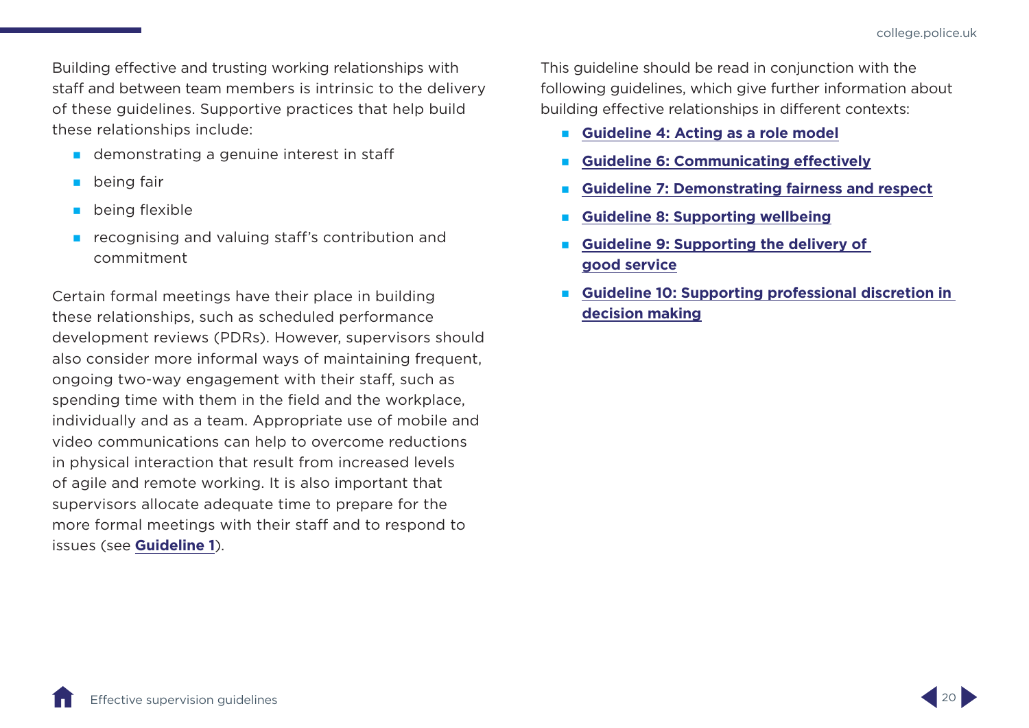Building effective and trusting working relationships with staff and between team members is intrinsic to the delivery of these guidelines. Supportive practices that help build these relationships include:

- demonstrating a genuine interest in staff
- being fair
- being flexible
- recognising and valuing staff's contribution and commitment

Certain formal meetings have their place in building these relationships, such as scheduled performance development reviews (PDRs). However, supervisors should also consider more informal ways of maintaining frequent, ongoing two-way engagement with their staff, such as spending time with them in the field and the workplace, individually and as a team. Appropriate use of mobile and video communications can help to overcome reductions in physical interaction that result from increased levels of agile and remote working. It is also important that supervisors allocate adequate time to prepare for the more formal meetings with their staff and to respond to issues (see **Guideline 1**).

This guideline should be read in conjunction with the following guidelines, which give further information about building effective relationships in different contexts:

- **Guideline 4: Acting as a role model**
- **Guideline 6: Communicating effectively**
- **Guideline 7: Demonstrating fairness and respect**
- **Guideline 8: Supporting wellbeing**
- **Guideline 9: Supporting the delivery of good service**
- **Guideline 10: Supporting professional discretion in decision making**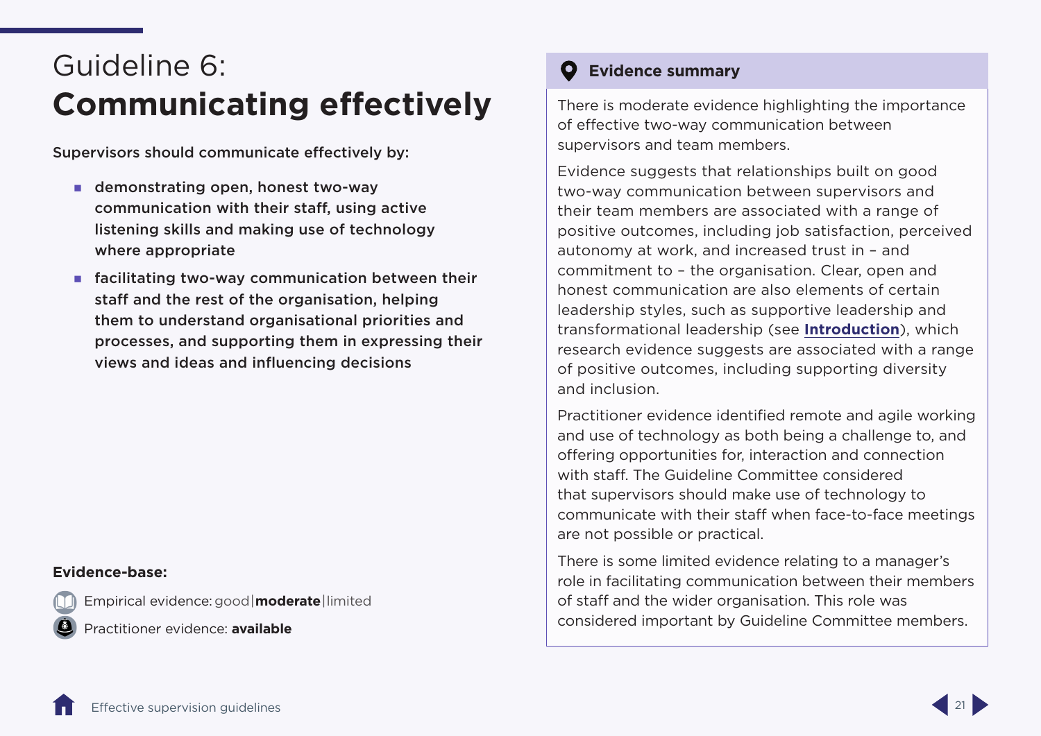# Guideline 6: **Communicating effectively**

**Supervisors should communicate effectively by:**

- **demonstrating open, honest two-way communication with their staff, using active listening skills and making use of technology where appropriate**
- **facilitating two-way communication between their staff and the rest of the organisation, helping them to understand organisational priorities and processes, and supporting them in expressing their views and ideas and influencing decisions**

**Evidence-base:**

Empirical evidence: good | **moderate** | limited

Practitioner evidence: **available**

## Evidence summary

There is moderate evidence highlighting the importance of effective two-way communication between supervisors and team members.

Evidence suggests that relationships built on good two-way communication between supervisors and their team members are associated with a range of positive outcomes, including job satisfaction, perceived autonomy at work, and increased trust in – and commitment to – the organisation. Clear, open and honest communication are also elements of certain leadership styles, such as supportive leadership and transformational leadership (see **Introduction**), which research evidence suggests are associated with a range of positive outcomes, including supporting diversity and inclusion.

Practitioner evidence identified remote and agile working and use of technology as both being a challenge to, and offering opportunities for, interaction and connection with staff. The Guideline Committee considered that supervisors should make use of technology to communicate with their staff when face-to-face meetings are not possible or practical.

There is some limited evidence relating to a manager's role in facilitating communication between their members of staff and the wider organisation. This role was considered important by Guideline Committee members.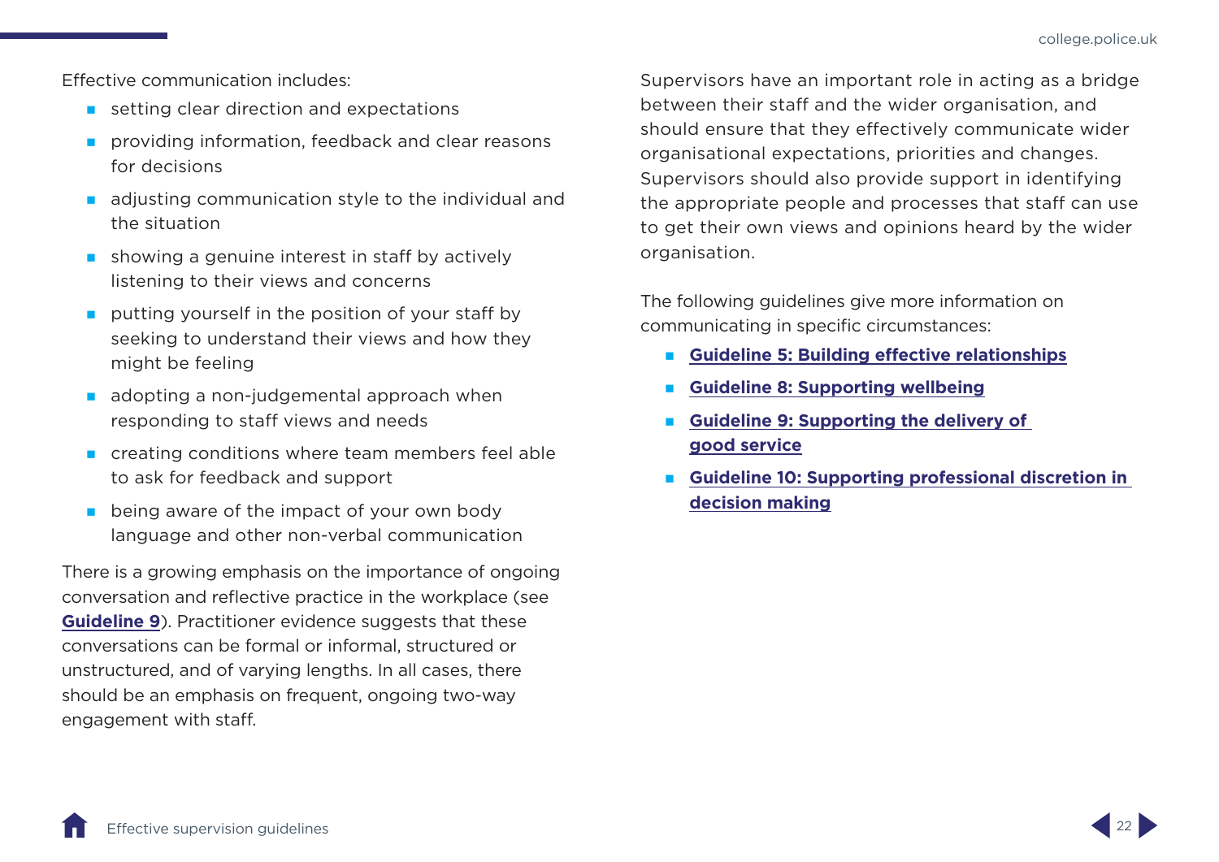Effective communication includes:

- setting clear direction and expectations
- providing information, feedback and clear reasons for decisions
- adjusting communication style to the individual and the situation
- showing a genuine interest in staff by actively listening to their views and concerns
- putting yourself in the position of your staff by seeking to understand their views and how they might be feeling
- adopting a non-judgemental approach when responding to staff views and needs
- creating conditions where team members feel able to ask for feedback and support
- being aware of the impact of your own body language and other non-verbal communication

There is a growing emphasis on the importance of ongoing conversation and reflective practice in the workplace (see **Guideline 9**). Practitioner evidence suggests that these conversations can be formal or informal, structured or unstructured, and of varying lengths. In all cases, there should be an emphasis on frequent, ongoing two-way engagement with staff.

Supervisors have an important role in acting as a bridge between their staff and the wider organisation, and should ensure that they effectively communicate wider organisational expectations, priorities and changes. Supervisors should also provide support in identifying the appropriate people and processes that staff can use to get their own views and opinions heard by the wider organisation.

The following guidelines give more information on communicating in specific circumstances:

- **Guideline 5: Building effective relationships**
- **Guideline 8: Supporting wellbeing**
- **Guideline 9: Supporting the delivery of good service**
- **Guideline 10: Supporting professional discretion in decision making**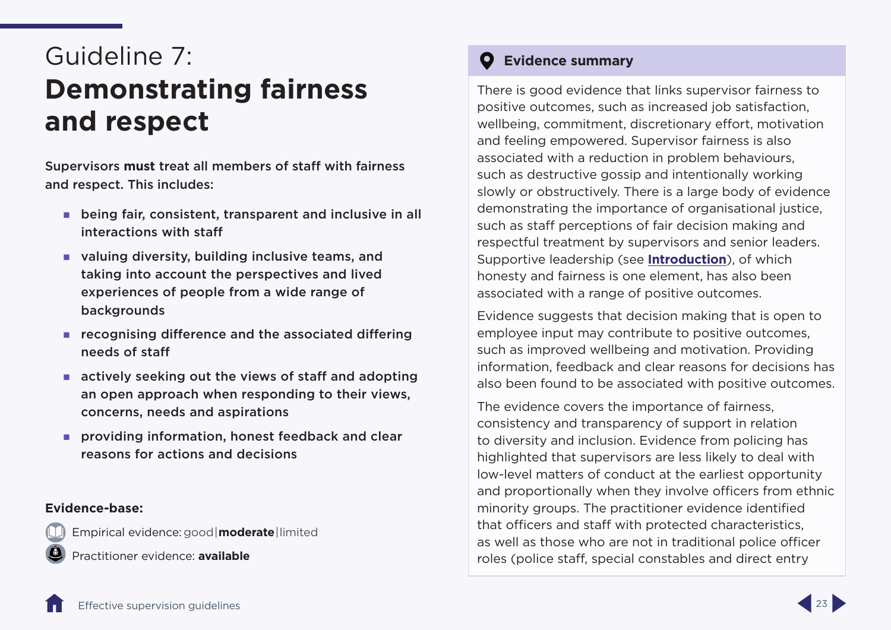# Guideline 7: **Demonstrating fairness and respect**

**Supervisors must treat all members of staff with fairness and respect. This includes:**

- **being fair, consistent, transparent and inclusive in all interactions with staff**
- **valuing diversity, building inclusive teams, and taking into account the perspectives and lived experiences of people from a wide range of backgrounds**
- **recognising difference and the associated differing needs of staff**
- **actively seeking out the views of staff and adopting an open approach when responding to their views, concerns, needs and aspirations**
- **providing information, honest feedback and clear reasons for actions and decisions**

**Evidence-base:**

Empirical evidence: good | **moderate** | limited

Practitioner evidence: **available**

## Evidence summary

There is good evidence that links supervisor fairness to positive outcomes, such as increased job satisfaction, wellbeing, commitment, discretionary effort, motivation and feeling empowered. Supervisor fairness is also associated with a reduction in problem behaviours, such as destructive gossip and intentionally working slowly or obstructively. There is a large body of evidence demonstrating the importance of organisational justice, such as staff perceptions of fair decision making and respectful treatment by supervisors and senior leaders. Supportive leadership (see **Introduction**), of which honesty and fairness is one element, has also been associated with a range of positive outcomes.

Evidence suggests that decision making that is open to employee input may contribute to positive outcomes, such as improved wellbeing and motivation. Providing information, feedback and clear reasons for decisions has also been found to be associated with positive outcomes.

The evidence covers the importance of fairness, consistency and transparency of support in relation to diversity and inclusion. Evidence from policing has highlighted that supervisors are less likely to deal with low-level matters of conduct at the earliest opportunity and proportionally when they involve officers from ethnic minority groups. The practitioner evidence identified that officers and staff with protected characteristics, as well as those who are not in traditional police officer roles (police staff, special constables and direct entry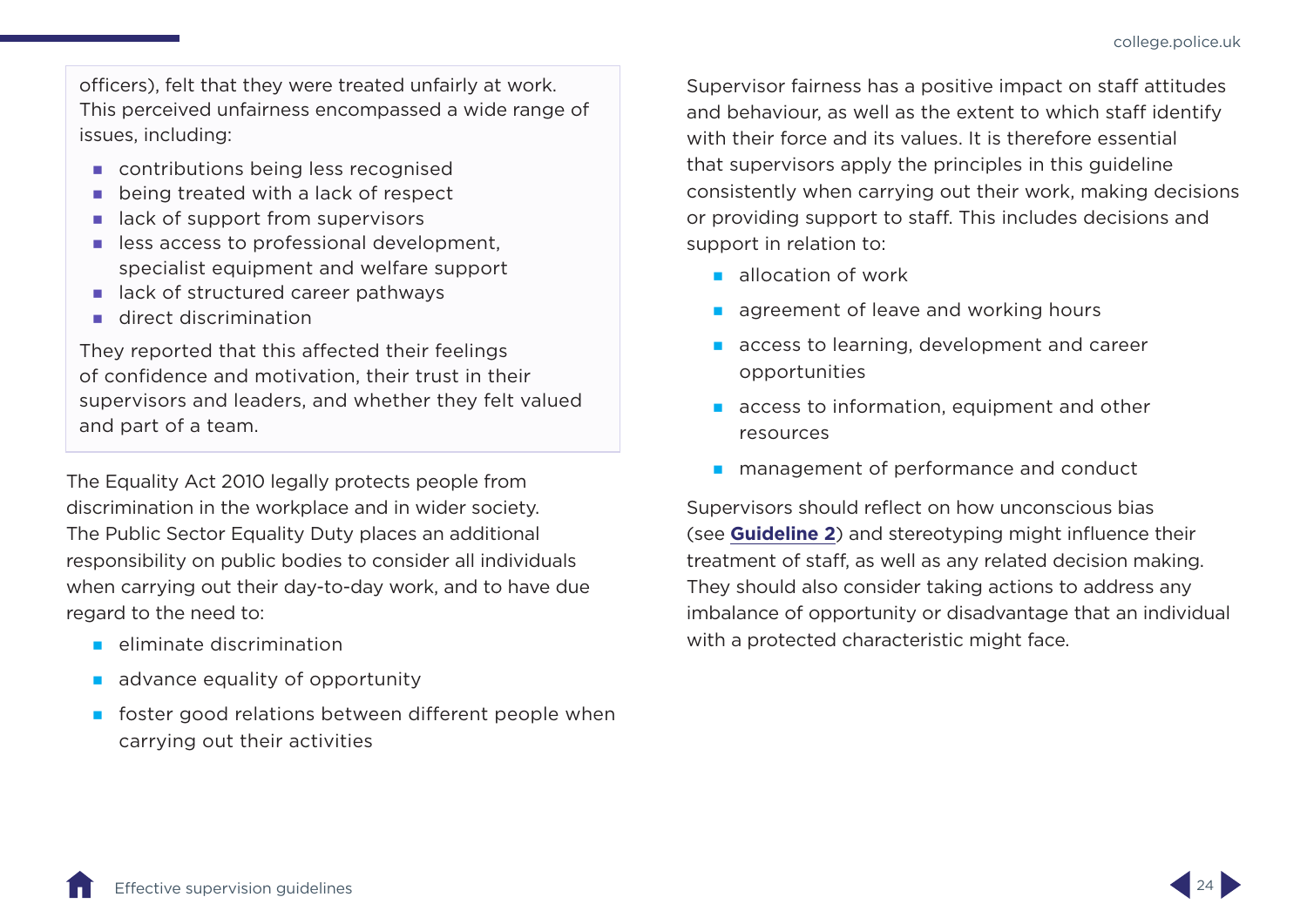officers), felt that they were treated unfairly at work. This perceived unfairness encompassed a wide range of issues, including:

- contributions being less recognised
- being treated with a lack of respect
- lack of support from supervisors
- less access to professional development, specialist equipment and welfare support
- lack of structured career pathways
- direct discrimination

They reported that this affected their feelings of confidence and motivation, their trust in their supervisors and leaders, and whether they felt valued and part of a team.

The Equality Act 2010 legally protects people from discrimination in the workplace and in wider society. The Public Sector Equality Duty places an additional responsibility on public bodies to consider all individuals when carrying out their day-to-day work, and to have due regard to the need to:

- eliminate discrimination
- advance equality of opportunity
- foster good relations between different people when carrying out their activities

Supervisor fairness has a positive impact on staff attitudes and behaviour, as well as the extent to which staff identify with their force and its values. It is therefore essential that supervisors apply the principles in this guideline consistently when carrying out their work, making decisions or providing support to staff. This includes decisions and support in relation to:

- allocation of work
- agreement of leave and working hours
- access to learning, development and career opportunities
- access to information, equipment and other resources
- management of performance and conduct

Supervisors should reflect on how unconscious bias (see **Guideline 2**) and stereotyping might influence their treatment of staff, as well as any related decision making. They should also consider taking actions to address any imbalance of opportunity or disadvantage that an individual with a protected characteristic might face.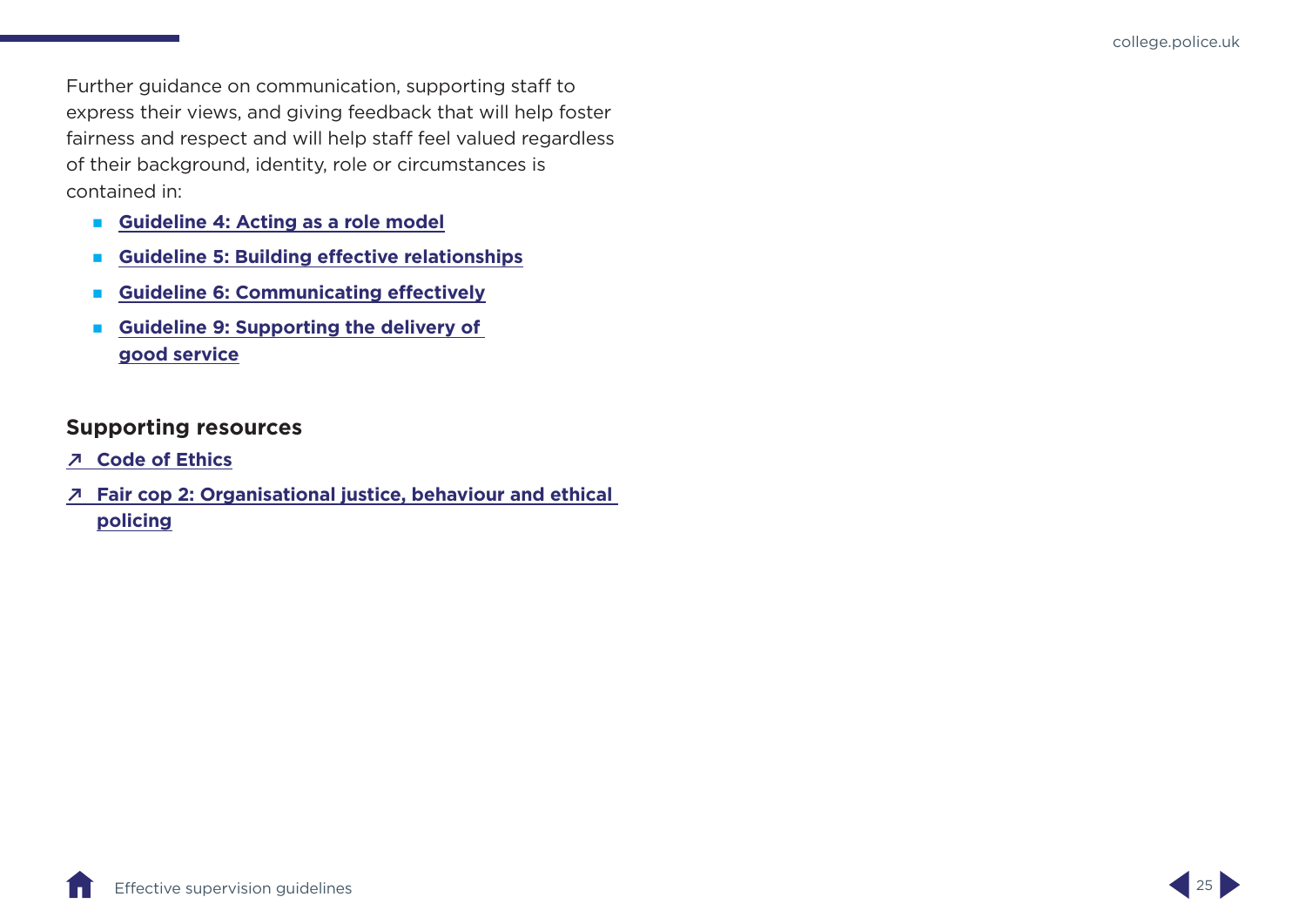Further guidance on communication, supporting staff to express their views, and giving feedback that will help foster fairness and respect and will help staff feel valued regardless of their background, identity, role or circumstances is contained in:

- **Guideline 4: Acting as a role model**
- **Guideline 5: Building effective relationships**
- **Guideline 6: Communicating effectively**
- **Guideline 9: Supporting the delivery of good service**

## Supporting resources

↗ **Code of Ethics**

↗ **Fair cop 2: Organisational justice, behaviour and ethical policing**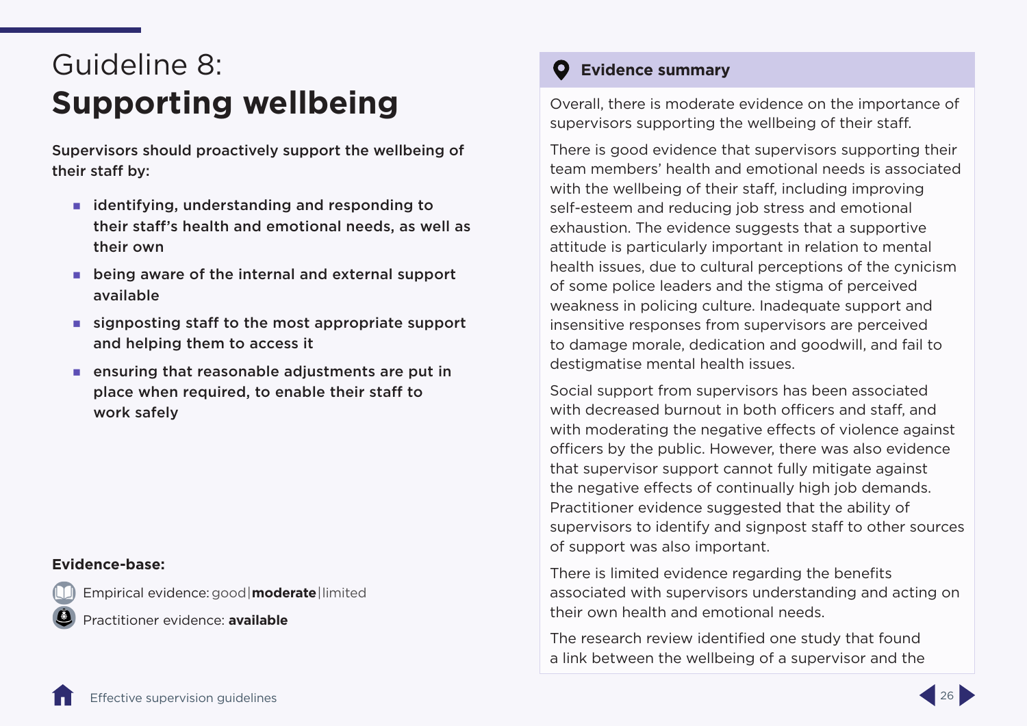# Guideline 8: **Supporting wellbeing**

**Supervisors should proactively support the wellbeing of their staff by:**

- **identifying, understanding and responding to their staff's health and emotional needs, as well as their own**
- **being aware of the internal and external support available**
- **signposting staff to the most appropriate support and helping them to access it**
- **ensuring that reasonable adjustments are put in place when required, to enable their staff to work safely**

**Evidence-base:**

Empirical evidence: good | **moderate** | limited

Practitioner evidence: **available**

## Evidence summary

Overall, there is moderate evidence on the importance of supervisors supporting the wellbeing of their staff.

There is good evidence that supervisors supporting their team members' health and emotional needs is associated with the wellbeing of their staff, including improving self-esteem and reducing job stress and emotional exhaustion. The evidence suggests that a supportive attitude is particularly important in relation to mental health issues, due to cultural perceptions of the cynicism of some police leaders and the stigma of perceived weakness in policing culture. Inadequate support and insensitive responses from supervisors are perceived to damage morale, dedication and goodwill, and fail to destigmatise mental health issues.

Social support from supervisors has been associated with decreased burnout in both officers and staff, and with moderating the negative effects of violence against officers by the public. However, there was also evidence that supervisor support cannot fully mitigate against the negative effects of continually high job demands. Practitioner evidence suggested that the ability of supervisors to identify and signpost staff to other sources of support was also important.

There is limited evidence regarding the benefits associated with supervisors understanding and acting on their own health and emotional needs.

The research review identified one study that found a link between the wellbeing of a supervisor and the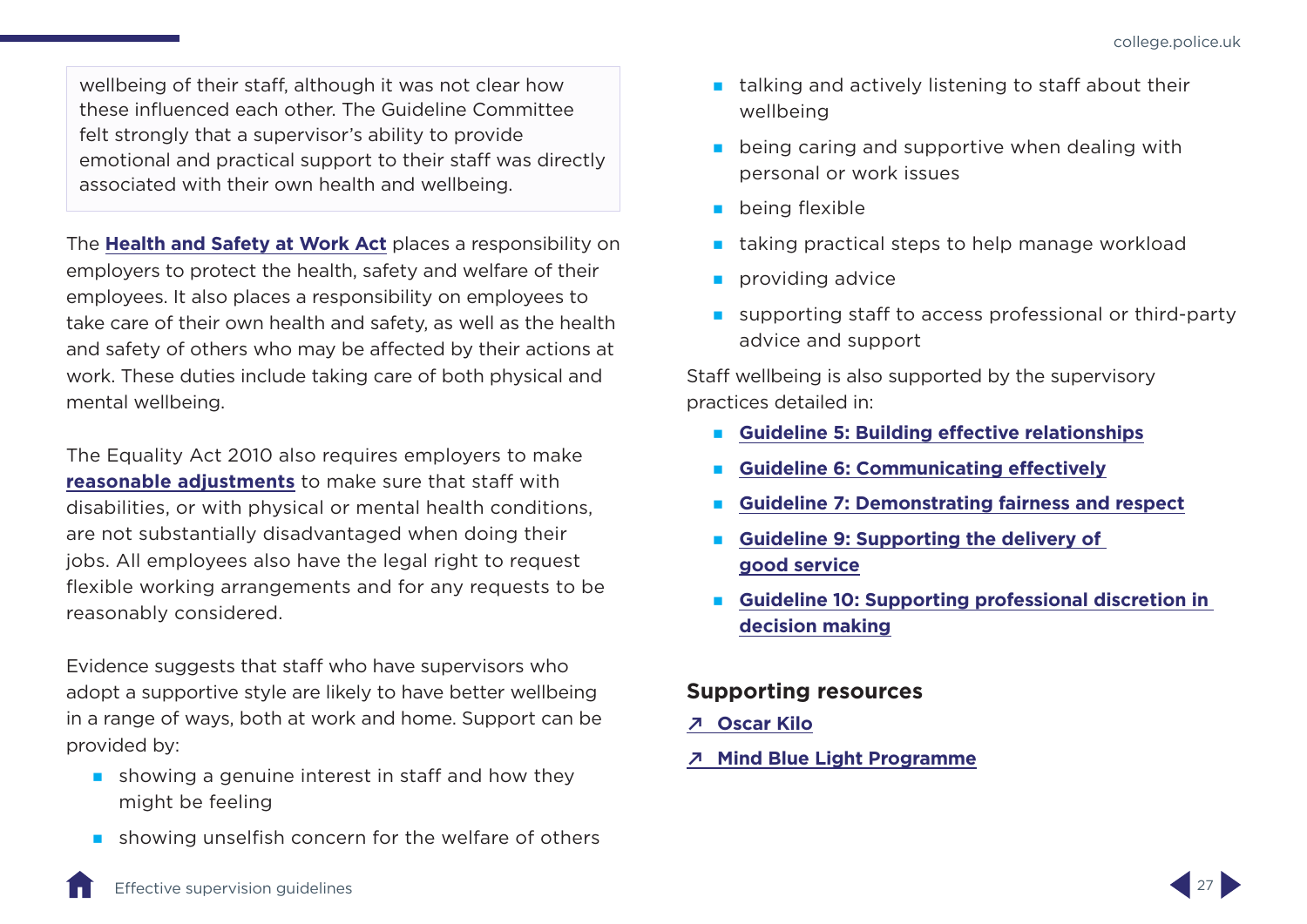wellbeing of their staff, although it was not clear how these influenced each other. The Guideline Committee felt strongly that a supervisor's ability to provide emotional and practical support to their staff was directly associated with their own health and wellbeing.

The **Health and Safety at Work Act** places a responsibility on employers to protect the health, safety and welfare of their employees. It also places a responsibility on employees to take care of their own health and safety, as well as the health and safety of others who may be affected by their actions at work. These duties include taking care of both physical and mental wellbeing.

The Equality Act 2010 also requires employers to make **reasonable adjustments** to make sure that staff with disabilities, or with physical or mental health conditions, are not substantially disadvantaged when doing their jobs. All employees also have the legal right to request flexible working arrangements and for any requests to be reasonably considered.

Evidence suggests that staff who have supervisors who adopt a supportive style are likely to have better wellbeing in a range of ways, both at work and home. Support can be provided by:

- showing a genuine interest in staff and how they might be feeling
- showing unselfish concern for the welfare of others
- talking and actively listening to staff about their wellbeing
- being caring and supportive when dealing with personal or work issues
- being flexible
- taking practical steps to help manage workload
- providing advice
- supporting staff to access professional or third-party advice and support

Staff wellbeing is also supported by the supervisory practices detailed in:

- **Guideline 5: Building effective relationships**
- **Guideline 6: Communicating effectively**
- **Guideline 7: Demonstrating fairness and respect**
- **Guideline 9: Supporting the delivery of good service**
- **Guideline 10: Supporting professional discretion in decision making**

## Supporting resources

↗ **Oscar Kilo**

↗ **Mind Blue Light Programme**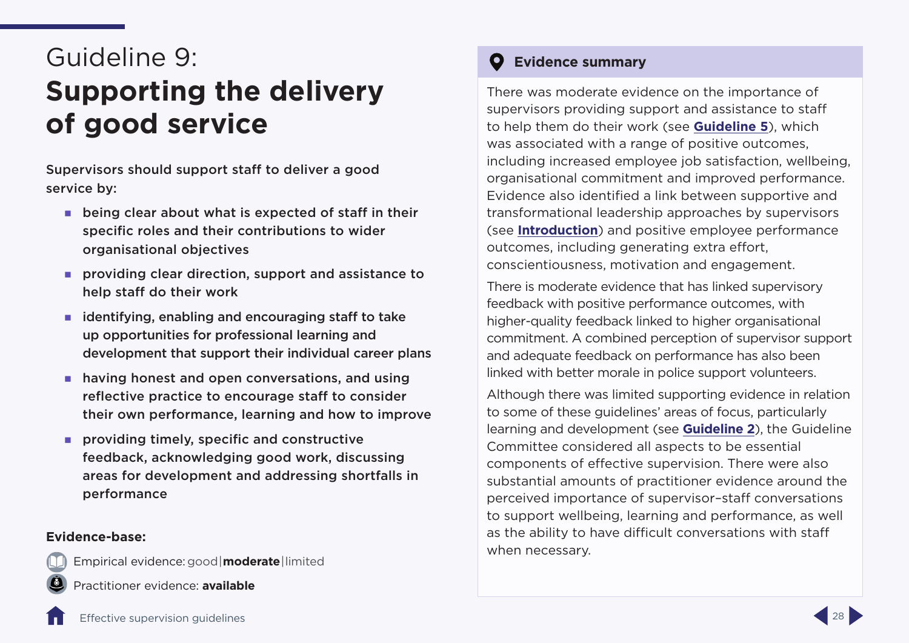# Guideline 9: **Supporting the delivery of good service**

**Supervisors should support staff to deliver a good service by:**

- **being clear about what is expected of staff in their specific roles and their contributions to wider organisational objectives**
- **providing clear direction, support and assistance to help staff do their work**
- **identifying, enabling and encouraging staff to take up opportunities for professional learning and development that support their individual career plans**
- **having honest and open conversations, and using reflective practice to encourage staff to consider their own performance, learning and how to improve**
- **providing timely, specific and constructive feedback, acknowledging good work, discussing areas for development and addressing shortfalls in performance**

**Evidence-base:**

Empirical evidence: good | **moderate** | limited

Practitioner evidence: **available**

## Evidence summary

There was moderate evidence on the importance of supervisors providing support and assistance to staff to help them do their work (see **Guideline 5**), which was associated with a range of positive outcomes, including increased employee job satisfaction, wellbeing, organisational commitment and improved performance. Evidence also identified a link between supportive and transformational leadership approaches by supervisors (see **Introduction**) and positive employee performance outcomes, including generating extra effort, conscientiousness, motivation and engagement.

There is moderate evidence that has linked supervisory feedback with positive performance outcomes, with higher-quality feedback linked to higher organisational commitment. A combined perception of supervisor support and adequate feedback on performance has also been linked with better morale in police support volunteers.

Although there was limited supporting evidence in relation to some of these guidelines' areas of focus, particularly learning and development (see **Guideline 2**), the Guideline Committee considered all aspects to be essential components of effective supervision. There were also substantial amounts of practitioner evidence around the perceived importance of supervisor–staff conversations to support wellbeing, learning and performance, as well as the ability to have difficult conversations with staff when necessary.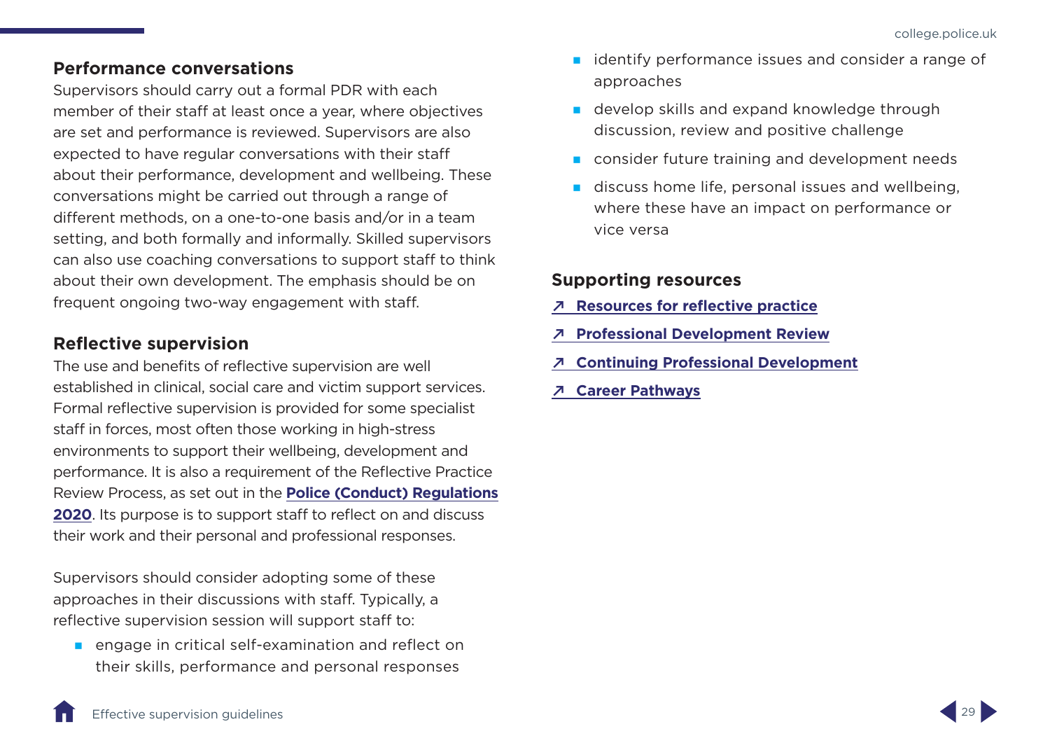## Performance conversations

Supervisors should carry out a formal PDR with each member of their staff at least once a year, where objectives are set and performance is reviewed. Supervisors are also expected to have regular conversations with their staff about their performance, development and wellbeing. These conversations might be carried out through a range of different methods, on a one-to-one basis and/or in a team setting, and both formally and informally. Skilled supervisors can also use coaching conversations to support staff to think about their own development. The emphasis should be on frequent ongoing two-way engagement with staff.

## Reflective supervision

The use and benefits of reflective supervision are well established in clinical, social care and victim support services. Formal reflective supervision is provided for some specialist staff in forces, most often those working in high-stress environments to support their wellbeing, development and performance. It is also a requirement of the Reflective Practice Review Process, as set out in the **Police (Conduct) Regulations 2020**. Its purpose is to support staff to reflect on and discuss their work and their personal and professional responses.

Supervisors should consider adopting some of these approaches in their discussions with staff. Typically, a reflective supervision session will support staff to:

- engage in critical self-examination and reflect on their skills, performance and personal responses
- identify performance issues and consider a range of approaches
- develop skills and expand knowledge through discussion, review and positive challenge
- consider future training and development needs
- discuss home life, personal issues and wellbeing, where these have an impact on performance or vice versa

## Supporting resources

- ↗ **Resources for reflective practice**
- ↗ **Professional Development Review**
- ↗ **Continuing Professional Development**
- ↗ **Career Pathways**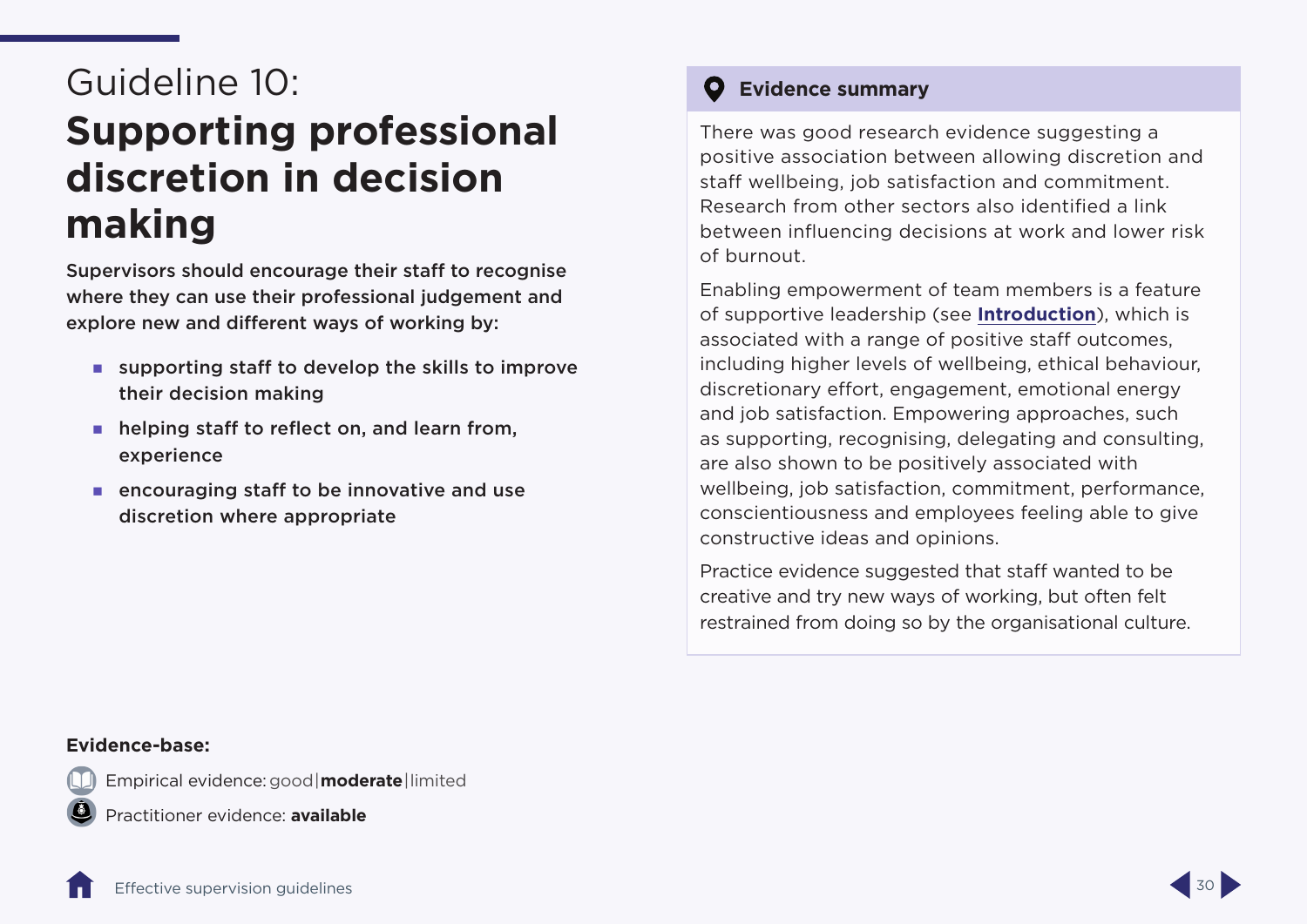# Guideline 10:

## Supporting professional discretion in decision making

**Supervisors should encourage their staff to recognise where they can use their professional judgement and explore new and different ways of working by:**

- **supporting staff to develop the skills to improve their decision making**
- **helping staff to reflect on, and learn from, experience**
- **encouraging staff to be innovative and use discretion where appropriate**

### Evidence summary

There was good research evidence suggesting a positive association between allowing discretion and staff wellbeing, job satisfaction and commitment. Research from other sectors also identified a link between influencing decisions at work and lower risk of burnout.

Enabling empowerment of team members is a feature of supportive leadership (see **Introduction**), which is associated with a range of positive staff outcomes, including higher levels of wellbeing, ethical behaviour, discretionary effort, engagement, emotional energy and job satisfaction. Empowering approaches, such as supporting, recognising, delegating and consulting, are also shown to be positively associated with wellbeing, job satisfaction, commitment, performance, conscientiousness and employees feeling able to give constructive ideas and opinions.

Practice evidence suggested that staff wanted to be creative and try new ways of working, but often felt restrained from doing so by the organisational culture.

**Evidence-base:**

Empirical evidence: good | **moderate** | limited

Practitioner evidence: **available**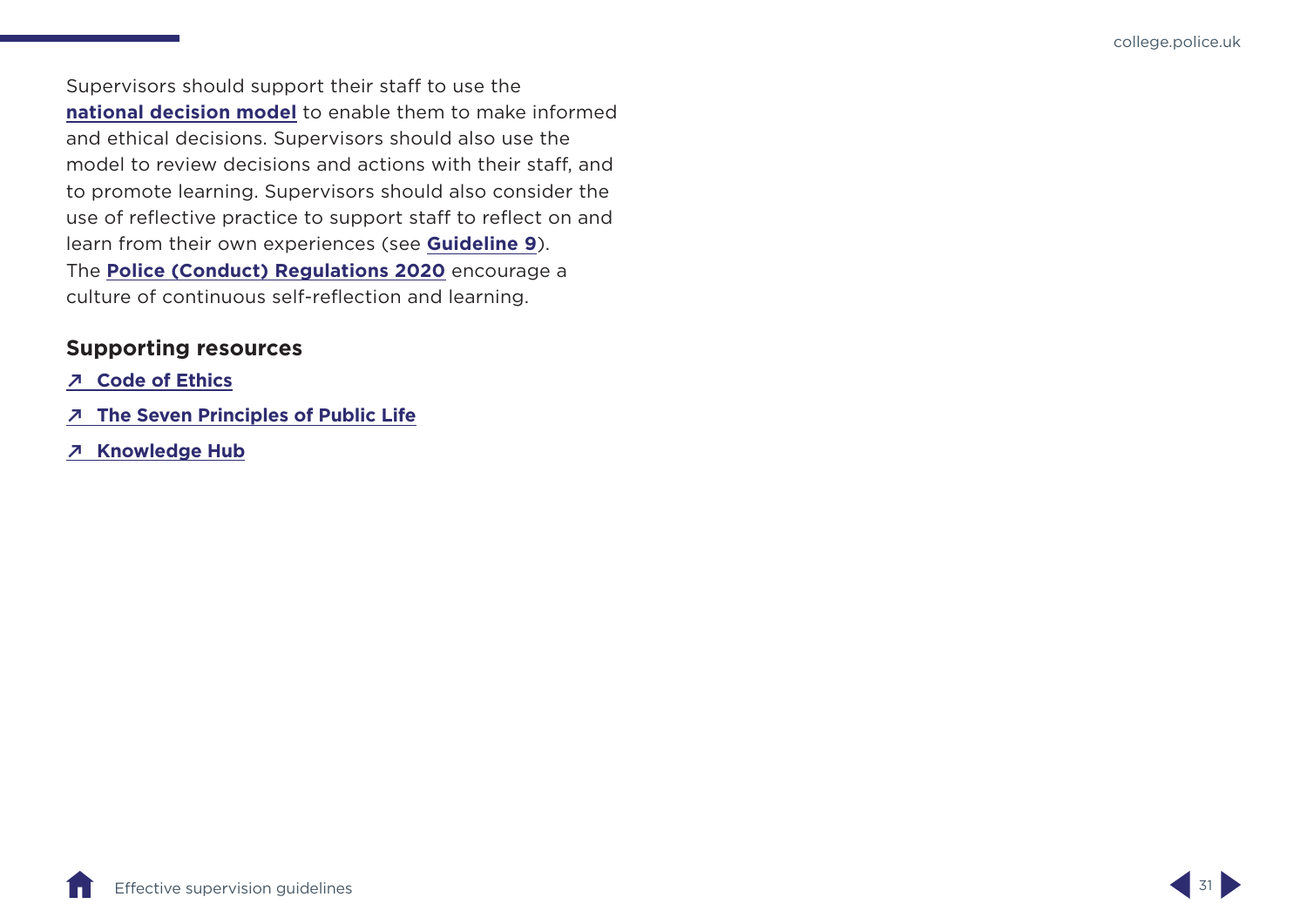Supervisors should support their staff to use the **national decision model** to enable them to make informed and ethical decisions. Supervisors should also use the model to review decisions and actions with their staff, and to promote learning. Supervisors should also consider the use of reflective practice to support staff to reflect on and learn from their own experiences (see **Guideline 9**). The **Police (Conduct) Regulations 2020** encourage a culture of continuous self-reflection and learning.

## Supporting resources

- ↗ **Code of Ethics**
- ↗ **The Seven Principles of Public Life**
- ↗ **Knowledge Hub**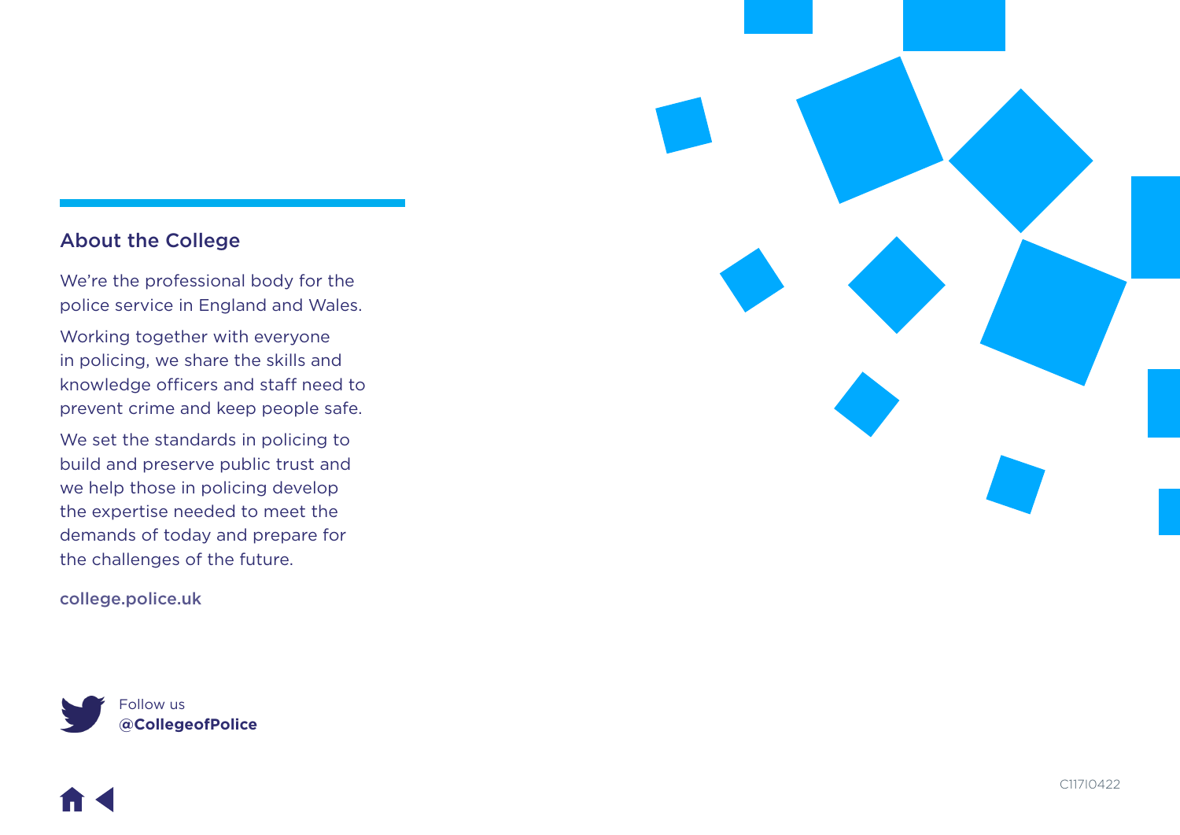## About the College

We're the professional body for the police service in England and Wales.

Working together with everyone in policing, we share the skills and knowledge officers and staff need to prevent crime and keep people safe.

We set the standards in policing to build and preserve public trust and we help those in policing develop the expertise needed to meet the demands of today and prepare for the challenges of the future.

**college.police.uk**

Follow us
**@CollegeofPolice**

C117I0422